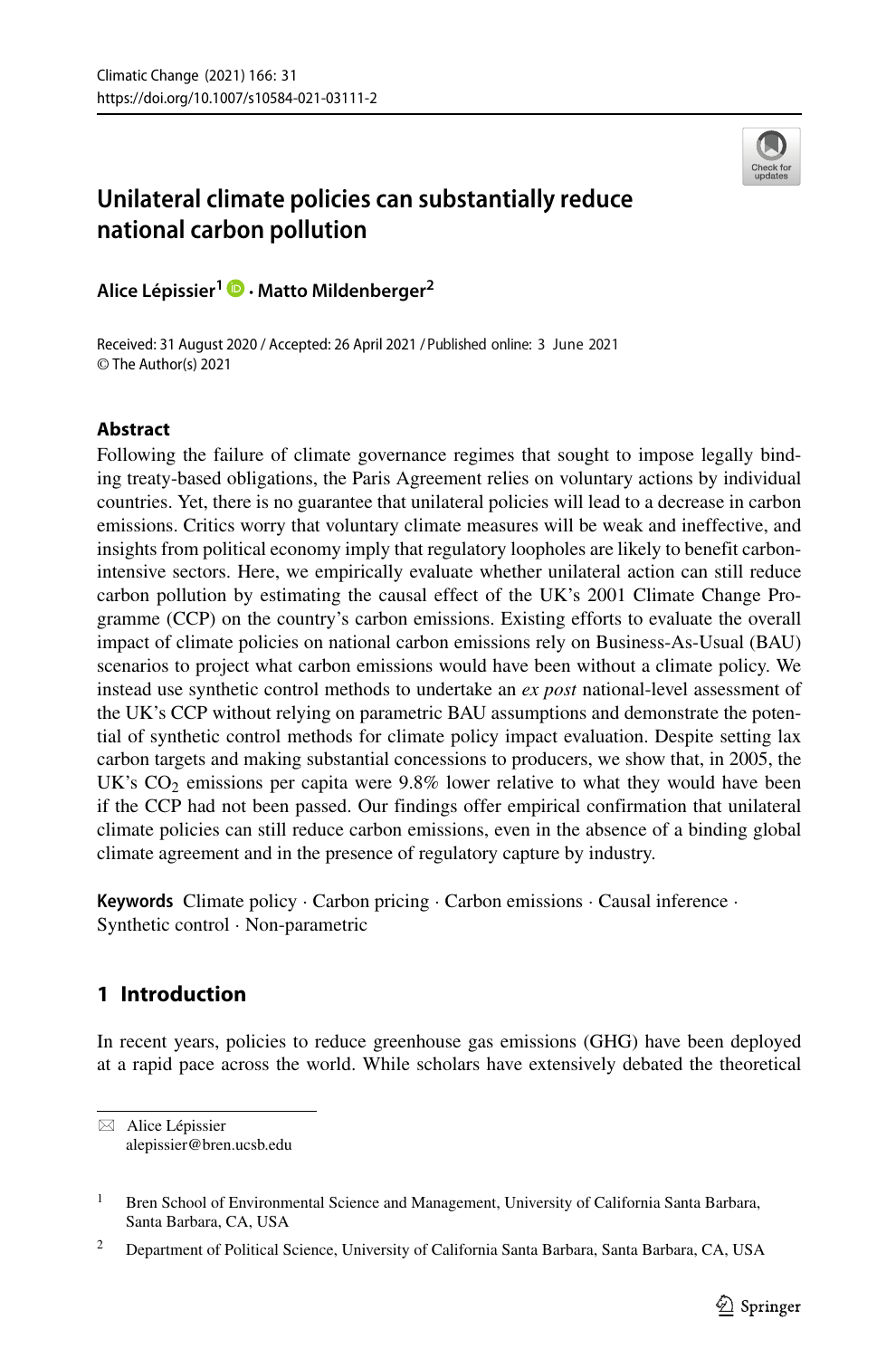# Unilateral climate policies can substantially reduce national carbon pollution

**Alice Lépissier**[1] · **Matto Mildenberger**[2]

Received: 31 August 2020 / Accepted: 26 April 2021 / Published online: 3 June 2021
© The Author(s) 2021

## Abstract

Following the failure of climate governance regimes that sought to impose legally binding treaty-based obligations, the Paris Agreement relies on voluntary actions by individual countries. Yet, there is no guarantee that unilateral policies will lead to a decrease in carbon emissions. Critics worry that voluntary climate measures will be weak and ineffective, and insights from political economy imply that regulatory loopholes are likely to benefit carbon-intensive sectors. Here, we empirically evaluate whether unilateral action can still reduce carbon pollution by estimating the causal effect of the UK's 2001 Climate Change Programme (CCP) on the country's carbon emissions. Existing efforts to evaluate the overall impact of climate policies on national carbon emissions rely on Business-As-Usual (BAU) scenarios to project what carbon emissions would have been without a climate policy. We instead use synthetic control methods to undertake an *ex post* national-level assessment of the UK's CCP without relying on parametric BAU assumptions and demonstrate the potential of synthetic control methods for climate policy impact evaluation. Despite setting lax carbon targets and making substantial concessions to producers, we show that, in 2005, the UK's $CO_2$ emissions per capita were 9.8% lower relative to what they would have been if the CCP had not been passed. Our findings offer empirical confirmation that unilateral climate policies can still reduce carbon emissions, even in the absence of a binding global climate agreement and in the presence of regulatory capture by industry.

**Keywords** Climate policy · Carbon pricing · Carbon emissions · Causal inference · Synthetic control · Non-parametric

## 1 Introduction

In recent years, policies to reduce greenhouse gas emissions (GHG) have been deployed at a rapid pace across the world. While scholars have extensively debated the theoretical

---

✉ Alice Lépissier
alepissier@bren.ucsb.edu

[1] Bren School of Environmental Science and Management, University of California Santa Barbara, Santa Barbara, CA, USA

[2] Department of Political Science, University of California Santa Barbara, Santa Barbara, CA, USA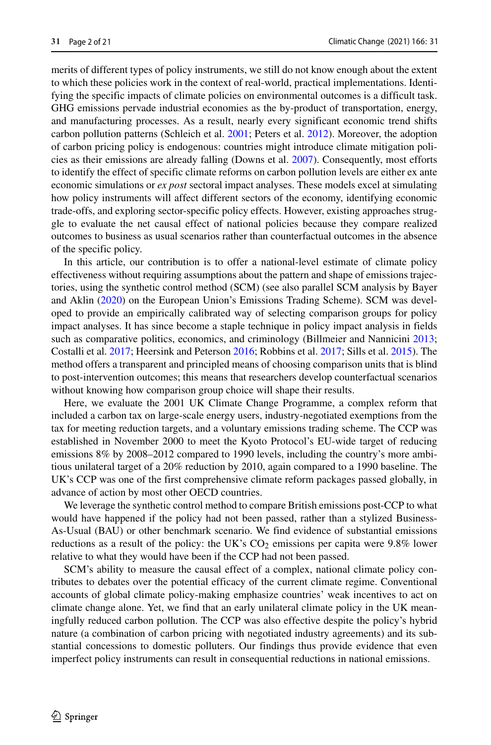merits of different types of policy instruments, we still do not know enough about the extent to which these policies work in the context of real-world, practical implementations. Identifying the specific impacts of climate policies on environmental outcomes is a difficult task. GHG emissions pervade industrial economies as the by-product of transportation, energy, and manufacturing processes. As a result, nearly every significant economic trend shifts carbon pollution patterns (Schleich et al. 2001; Peters et al. 2012). Moreover, the adoption of carbon pricing policy is endogenous: countries might introduce climate mitigation policies as their emissions are already falling (Downs et al. 2007). Consequently, most efforts to identify the effect of specific climate reforms on carbon pollution levels are either ex ante economic simulations or *ex post* sectoral impact analyses. These models excel at simulating how policy instruments will affect different sectors of the economy, identifying economic trade-offs, and exploring sector-specific policy effects. However, existing approaches struggle to evaluate the net causal effect of national policies because they compare realized outcomes to business as usual scenarios rather than counterfactual outcomes in the absence of the specific policy.

In this article, our contribution is to offer a national-level estimate of climate policy effectiveness without requiring assumptions about the pattern and shape of emissions trajectories, using the synthetic control method (SCM) (see also parallel SCM analysis by Bayer and Aklin (2020) on the European Union's Emissions Trading Scheme). SCM was developed to provide an empirically calibrated way of selecting comparison groups for policy impact analyses. It has since become a staple technique in policy impact analysis in fields such as comparative politics, economics, and criminology (Billmeier and Nannicini 2013; Costalli et al. 2017; Heersink and Peterson 2016; Robbins et al. 2017; Sills et al. 2015). The method offers a transparent and principled means of choosing comparison units that is blind to post-intervention outcomes; this means that researchers develop counterfactual scenarios without knowing how comparison group choice will shape their results.

Here, we evaluate the 2001 UK Climate Change Programme, a complex reform that included a carbon tax on large-scale energy users, industry-negotiated exemptions from the tax for meeting reduction targets, and a voluntary emissions trading scheme. The CCP was established in November 2000 to meet the Kyoto Protocol's EU-wide target of reducing emissions 8% by 2008–2012 compared to 1990 levels, including the country's more ambitious unilateral target of a 20% reduction by 2010, again compared to a 1990 baseline. The UK's CCP was one of the first comprehensive climate reform packages passed globally, in advance of action by most other OECD countries.

We leverage the synthetic control method to compare British emissions post-CCP to what would have happened if the policy had not been passed, rather than a stylized Business-As-Usual (BAU) or other benchmark scenario. We find evidence of substantial emissions reductions as a result of the policy: the UK's $CO_2$ emissions per capita were 9.8% lower relative to what they would have been if the CCP had not been passed.

SCM's ability to measure the causal effect of a complex, national climate policy contributes to debates over the potential efficacy of the current climate regime. Conventional accounts of global climate policy-making emphasize countries' weak incentives to act on climate change alone. Yet, we find that an early unilateral climate policy in the UK meaningfully reduced carbon pollution. The CCP was also effective despite the policy's hybrid nature (a combination of carbon pricing with negotiated industry agreements) and its substantial concessions to domestic polluters. Our findings thus provide evidence that even imperfect policy instruments can result in consequential reductions in national emissions.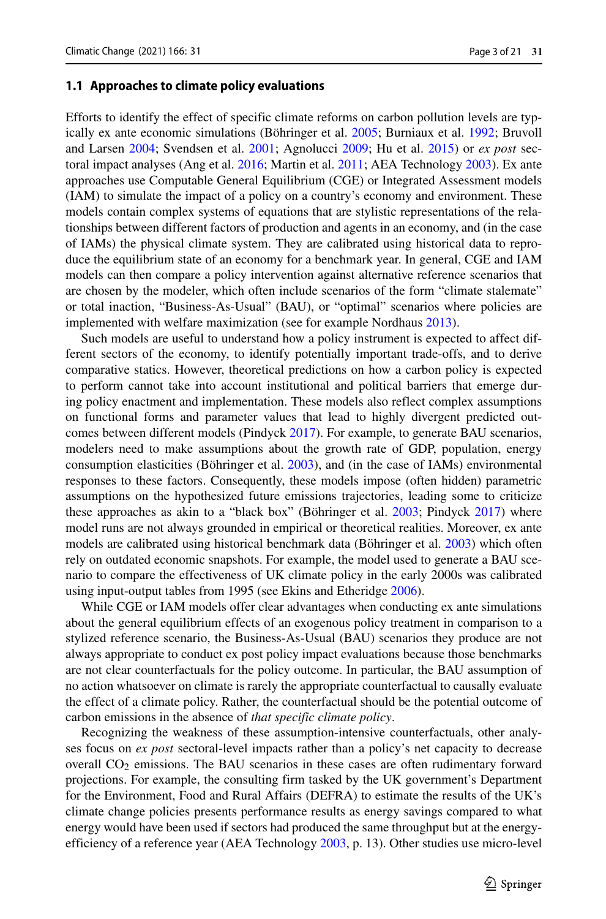### 1.1 Approaches to climate policy evaluations

Efforts to identify the effect of specific climate reforms on carbon pollution levels are typically ex ante economic simulations (Böhringer et al. 2005; Burniaux et al. 1992; Bruvoll and Larsen 2004; Svendsen et al. 2001; Agnolucci 2009; Hu et al. 2015) or *ex post* sectoral impact analyses (Ang et al. 2016; Martin et al. 2011; AEA Technology 2003). Ex ante approaches use Computable General Equilibrium (CGE) or Integrated Assessment models (IAM) to simulate the impact of a policy on a country's economy and environment. These models contain complex systems of equations that are stylistic representations of the relationships between different factors of production and agents in an economy, and (in the case of IAMs) the physical climate system. They are calibrated using historical data to reproduce the equilibrium state of an economy for a benchmark year. In general, CGE and IAM models can then compare a policy intervention against alternative reference scenarios that are chosen by the modeler, which often include scenarios of the form "climate stalemate" or total inaction, "Business-As-Usual" (BAU), or "optimal" scenarios where policies are implemented with welfare maximization (see for example Nordhaus 2013).

Such models are useful to understand how a policy instrument is expected to affect different sectors of the economy, to identify potentially important trade-offs, and to derive comparative statics. However, theoretical predictions on how a carbon policy is expected to perform cannot take into account institutional and political barriers that emerge during policy enactment and implementation. These models also reflect complex assumptions on functional forms and parameter values that lead to highly divergent predicted outcomes between different models (Pindyck 2017). For example, to generate BAU scenarios, modelers need to make assumptions about the growth rate of GDP, population, energy consumption elasticities (Böhringer et al. 2003), and (in the case of IAMs) environmental responses to these factors. Consequently, these models impose (often hidden) parametric assumptions on the hypothesized future emissions trajectories, leading some to criticize these approaches as akin to a "black box" (Böhringer et al. 2003; Pindyck 2017) where model runs are not always grounded in empirical or theoretical realities. Moreover, ex ante models are calibrated using historical benchmark data (Böhringer et al. 2003) which often rely on outdated economic snapshots. For example, the model used to generate a BAU scenario to compare the effectiveness of UK climate policy in the early 2000s was calibrated using input-output tables from 1995 (see Ekins and Etheridge 2006).

While CGE or IAM models offer clear advantages when conducting ex ante simulations about the general equilibrium effects of an exogenous policy treatment in comparison to a stylized reference scenario, the Business-As-Usual (BAU) scenarios they produce are not always appropriate to conduct ex post policy impact evaluations because those benchmarks are not clear counterfactuals for the policy outcome. In particular, the BAU assumption of no action whatsoever on climate is rarely the appropriate counterfactual to causally evaluate the effect of a climate policy. Rather, the counterfactual should be the potential outcome of carbon emissions in the absence of *that specific climate policy*.

Recognizing the weakness of these assumption-intensive counterfactuals, other analyses focus on *ex post* sectoral-level impacts rather than a policy's net capacity to decrease overall $CO_2$ emissions. The BAU scenarios in these cases are often rudimentary forward projections. For example, the consulting firm tasked by the UK government's Department for the Environment, Food and Rural Affairs (DEFRA) to estimate the results of the UK's climate change policies presents performance results as energy savings compared to what energy would have been used if sectors had produced the same throughput but at the energy-efficiency of a reference year (AEA Technology 2003, p. 13). Other studies use micro-level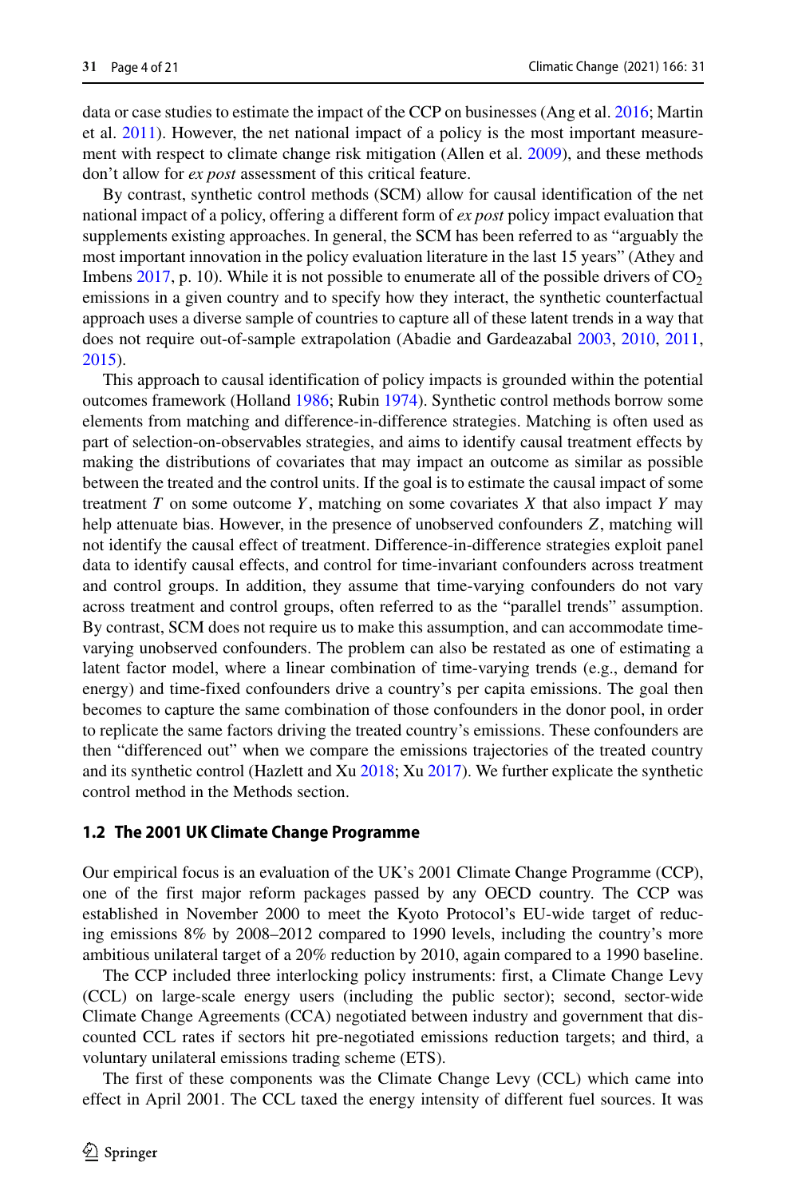data or case studies to estimate the impact of the CCP on businesses (Ang et al. 2016; Martin et al. 2011). However, the net national impact of a policy is the most important measurement with respect to climate change risk mitigation (Allen et al. 2009), and these methods don't allow for *ex post* assessment of this critical feature.

By contrast, synthetic control methods (SCM) allow for causal identification of the net national impact of a policy, offering a different form of *ex post* policy impact evaluation that supplements existing approaches. In general, the SCM has been referred to as "arguably the most important innovation in the policy evaluation literature in the last 15 years" (Athey and Imbens 2017, p. 10). While it is not possible to enumerate all of the possible drivers of $CO_2$ emissions in a given country and to specify how they interact, the synthetic counterfactual approach uses a diverse sample of countries to capture all of these latent trends in a way that does not require out-of-sample extrapolation (Abadie and Gardeazabal 2003, 2010, 2011, 2015).

This approach to causal identification of policy impacts is grounded within the potential outcomes framework (Holland 1986; Rubin 1974). Synthetic control methods borrow some elements from matching and difference-in-difference strategies. Matching is often used as part of selection-on-observables strategies, and aims to identify causal treatment effects by making the distributions of covariates that may impact an outcome as similar as possible between the treated and the control units. If the goal is to estimate the causal impact of some treatment $T$ on some outcome $Y$, matching on some covariates $X$ that also impact $Y$ may help attenuate bias. However, in the presence of unobserved confounders $Z$, matching will not identify the causal effect of treatment. Difference-in-difference strategies exploit panel data to identify causal effects, and control for time-invariant confounders across treatment and control groups. In addition, they assume that time-varying confounders do not vary across treatment and control groups, often referred to as the "parallel trends" assumption. By contrast, SCM does not require us to make this assumption, and can accommodate time-varying unobserved confounders. The problem can also be restated as one of estimating a latent factor model, where a linear combination of time-varying trends (e.g., demand for energy) and time-fixed confounders drive a country's per capita emissions. The goal then becomes to capture the same combination of those confounders in the donor pool, in order to replicate the same factors driving the treated country's emissions. These confounders are then "differenced out" when we compare the emissions trajectories of the treated country and its synthetic control (Hazlett and Xu 2018; Xu 2017). We further explicate the synthetic control method in the Methods section.

### 1.2 The 2001 UK Climate Change Programme

Our empirical focus is an evaluation of the UK's 2001 Climate Change Programme (CCP), one of the first major reform packages passed by any OECD country. The CCP was established in November 2000 to meet the Kyoto Protocol's EU-wide target of reducing emissions 8% by 2008–2012 compared to 1990 levels, including the country's more ambitious unilateral target of a 20% reduction by 2010, again compared to a 1990 baseline.

The CCP included three interlocking policy instruments: first, a Climate Change Levy (CCL) on large-scale energy users (including the public sector); second, sector-wide Climate Change Agreements (CCA) negotiated between industry and government that discounted CCL rates if sectors hit pre-negotiated emissions reduction targets; and third, a voluntary unilateral emissions trading scheme (ETS).

The first of these components was the Climate Change Levy (CCL) which came into effect in April 2001. The CCL taxed the energy intensity of different fuel sources. It was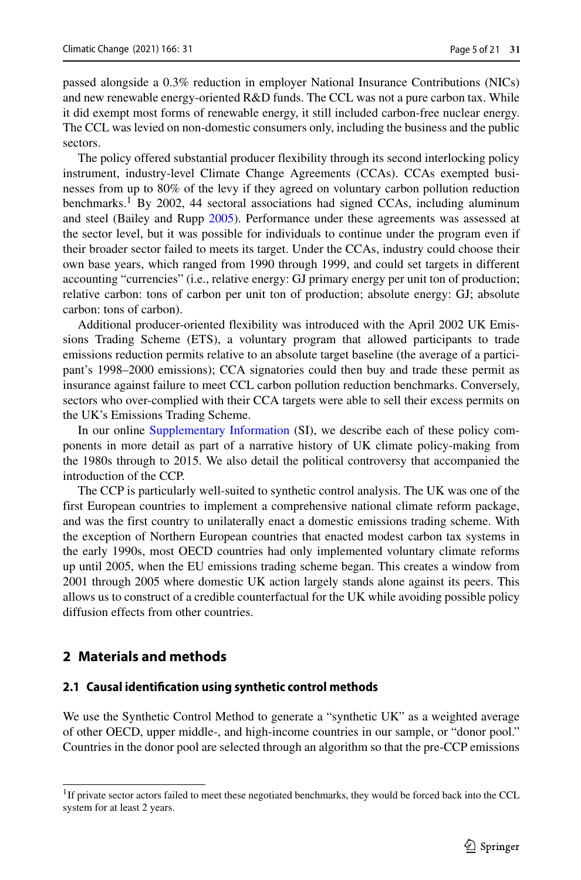passed alongside a 0.3% reduction in employer National Insurance Contributions (NICs) and new renewable energy-oriented R&D funds. The CCL was not a pure carbon tax. While it did exempt most forms of renewable energy, it still included carbon-free nuclear energy. The CCL was levied on non-domestic consumers only, including the business and the public sectors.

The policy offered substantial producer flexibility through its second interlocking policy instrument, industry-level Climate Change Agreements (CCAs). CCAs exempted businesses from up to 80% of the levy if they agreed on voluntary carbon pollution reduction benchmarks.[1] By 2002, 44 sectoral associations had signed CCAs, including aluminum and steel (Bailey and Rupp 2005). Performance under these agreements was assessed at the sector level, but it was possible for individuals to continue under the program even if their broader sector failed to meets its target. Under the CCAs, industry could choose their own base years, which ranged from 1990 through 1999, and could set targets in different accounting "currencies" (i.e., relative energy: GJ primary energy per unit ton of production; relative carbon: tons of carbon per unit ton of production; absolute energy: GJ; absolute carbon: tons of carbon).

Additional producer-oriented flexibility was introduced with the April 2002 UK Emissions Trading Scheme (ETS), a voluntary program that allowed participants to trade emissions reduction permits relative to an absolute target baseline (the average of a participant's 1998–2000 emissions); CCA signatories could then buy and trade these permit as insurance against failure to meet CCL carbon pollution reduction benchmarks. Conversely, sectors who over-complied with their CCA targets were able to sell their excess permits on the UK's Emissions Trading Scheme.

In our online Supplementary Information (SI), we describe each of these policy components in more detail as part of a narrative history of UK climate policy-making from the 1980s through to 2015. We also detail the political controversy that accompanied the introduction of the CCP.

The CCP is particularly well-suited to synthetic control analysis. The UK was one of the first European countries to implement a comprehensive national climate reform package, and was the first country to unilaterally enact a domestic emissions trading scheme. With the exception of Northern European countries that enacted modest carbon tax systems in the early 1990s, most OECD countries had only implemented voluntary climate reforms up until 2005, when the EU emissions trading scheme began. This creates a window from 2001 through 2005 where domestic UK action largely stands alone against its peers. This allows us to construct of a credible counterfactual for the UK while avoiding possible policy diffusion effects from other countries.

## 2 Materials and methods

### 2.1 Causal identification using synthetic control methods

We use the Synthetic Control Method to generate a "synthetic UK" as a weighted average of other OECD, upper middle-, and high-income countries in our sample, or "donor pool." Countries in the donor pool are selected through an algorithm so that the pre-CCP emissions

[1] If private sector actors failed to meet these negotiated benchmarks, they would be forced back into the CCL system for at least 2 years.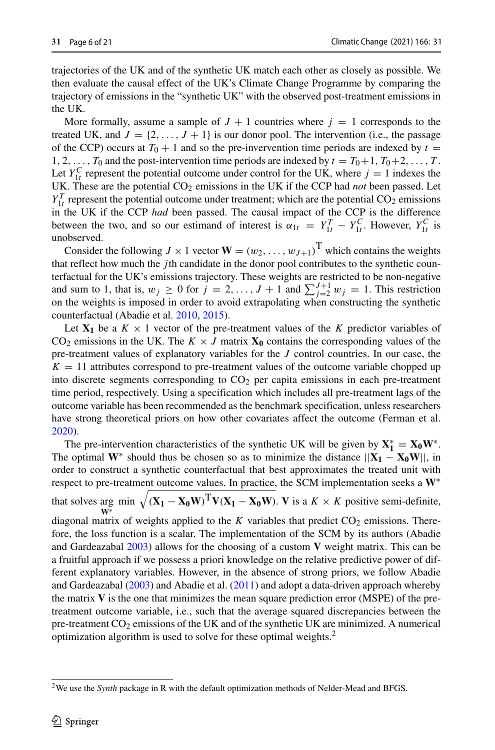trajectories of the UK and of the synthetic UK match each other as closely as possible. We then evaluate the causal effect of the UK's Climate Change Programme by comparing the trajectory of emissions in the "synthetic UK" with the observed post-treatment emissions in the UK.

More formally, assume a sample of $J + 1$ countries where $j = 1$ corresponds to the treated UK, and $J = \{2, \ldots, J + 1\}$ is our donor pool. The intervention (i.e., the passage of the CCP) occurs at $T_0 + 1$ and so the pre-invervention time periods are indexed by $t = 1, 2, \ldots, T_0$ and the post-intervention time periods are indexed by $t = T_0+1, T_0+2, \ldots, T$. Let $Y_{1t}^C$ represent the potential outcome under control for the UK, where $j = 1$ indexes the UK. These are the potential $CO_2$ emissions in the UK if the CCP had *not* been passed. Let $Y_{1t}^T$ represent the potential outcome under treatment; which are the potential $CO_2$ emissions in the UK if the CCP *had* been passed. The causal impact of the CCP is the difference between the two, and so our estimand of interest is $\alpha_{1t} = Y_{1t}^T - Y_{1t}^C$. However, $Y_{1t}^C$ is unobserved.

Consider the following $J \times 1$ vector $\mathbf{W} = (w_2, \ldots, w_{J+1})^{\mathrm{T}}$ which contains the weights that reflect how much the $j$th candidate in the donor pool contributes to the synthetic counterfactual for the UK's emissions trajectory. These weights are restricted to be non-negative and sum to 1, that is, $w_j \geq 0$ for $j = 2, \ldots, J + 1$ and $\sum_{j=2}^{J+1} w_j = 1$. This restriction on the weights is imposed in order to avoid extrapolating when constructing the synthetic counterfactual (Abadie et al. 2010, 2015).

Let $\mathbf{X_1}$ be a $K \times 1$ vector of the pre-treatment values of the $K$ predictor variables of $CO_2$ emissions in the UK. The $K \times J$ matrix $\mathbf{X_0}$ contains the corresponding values of the pre-treatment values of explanatory variables for the $J$ control countries. In our case, the $K = 11$ attributes correspond to pre-treatment values of the outcome variable chopped up into discrete segments corresponding to $CO_2$ per capita emissions in each pre-treatment time period, respectively. Using a specification which includes all pre-treatment lags of the outcome variable has been recommended as the benchmark specification, unless researchers have strong theoretical priors on how other covariates affect the outcome (Ferman et al. 2020).

The pre-intervention characteristics of the synthetic UK will be given by $\mathbf{X_1^*} = \mathbf{X_0}\mathbf{W}^*$. The optimal $\mathbf{W}^*$ should thus be chosen so as to minimize the distance $||\mathbf{X_1} - \mathbf{X_0}\mathbf{W}||$, in order to construct a synthetic counterfactual that best approximates the treated unit with respect to pre-treatment outcome values. In practice, the SCM implementation seeks a $\mathbf{W}^*$ that solves $\underset{\mathbf{W}^*}{\arg\min} \sqrt{(\mathbf{X_1} - \mathbf{X_0}\mathbf{W})^{\mathrm{T}}\mathbf{V}(\mathbf{X_1} - \mathbf{X_0}\mathbf{W})}$. $\mathbf{V}$ is a $K \times K$ positive semi-definite, diagonal matrix of weights applied to the $K$ variables that predict $CO_2$ emissions. Therefore, the loss function is a scalar. The implementation of the SCM by its authors (Abadie and Gardeazabal 2003) allows for the choosing of a custom $\mathbf{V}$ weight matrix. This can be a fruitful approach if we possess a priori knowledge on the relative predictive power of different explanatory variables. However, in the absence of strong priors, we follow Abadie and Gardeazabal (2003) and Abadie et al. (2011) and adopt a data-driven approach whereby the matrix $\mathbf{V}$ is the one that minimizes the mean square prediction error (MSPE) of the pre-treatment outcome variable, i.e., such that the average squared discrepancies between the pre-treatment $CO_2$ emissions of the UK and of the synthetic UK are minimized. A numerical optimization algorithm is used to solve for these optimal weights.[2]

[2]We use the *Synth* package in R with the default optimization methods of Nelder-Mead and BFGS.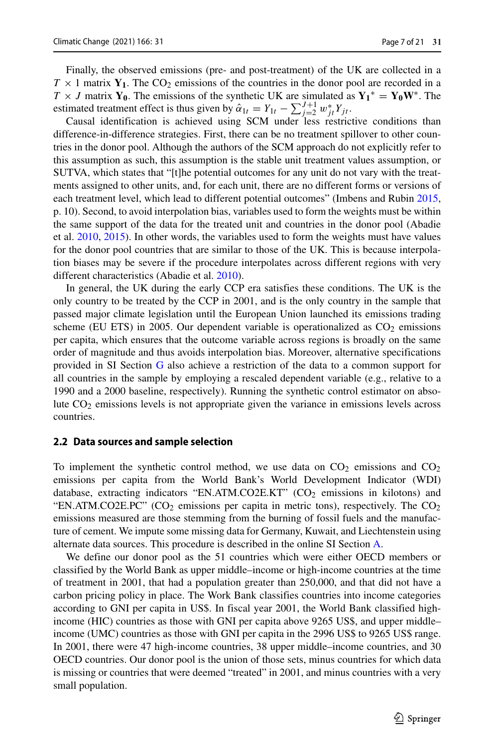Finally, the observed emissions (pre- and post-treatment) of the UK are collected in a $T \times 1$ matrix $\mathbf{Y_1}$. The $CO_2$ emissions of the countries in the donor pool are recorded in a $T \times J$ matrix $\mathbf{Y_0}$. The emissions of the synthetic UK are simulated as $\mathbf{Y_1}^* = \mathbf{Y_0}\mathbf{W}^*$. The estimated treatment effect is thus given by $\hat{\alpha}_{1t} = Y_{1t} - \sum_{j=2}^{J+1} w_{jt}^* Y_{jt}$.

Causal identification is achieved using SCM under less restrictive conditions than difference-in-difference strategies. First, there can be no treatment spillover to other countries in the donor pool. Although the authors of the SCM approach do not explicitly refer to this assumption as such, this assumption is the stable unit treatment values assumption, or SUTVA, which states that "[t]he potential outcomes for any unit do not vary with the treatments assigned to other units, and, for each unit, there are no different forms or versions of each treatment level, which lead to different potential outcomes" (Imbens and Rubin 2015, p. 10). Second, to avoid interpolation bias, variables used to form the weights must be within the same support of the data for the treated unit and countries in the donor pool (Abadie et al. 2010, 2015). In other words, the variables used to form the weights must have values for the donor pool countries that are similar to those of the UK. This is because interpolation biases may be severe if the procedure interpolates across different regions with very different characteristics (Abadie et al. 2010).

In general, the UK during the early CCP era satisfies these conditions. The UK is the only country to be treated by the CCP in 2001, and is the only country in the sample that passed major climate legislation until the European Union launched its emissions trading scheme (EU ETS) in 2005. Our dependent variable is operationalized as $CO_2$ emissions per capita, which ensures that the outcome variable across regions is broadly on the same order of magnitude and thus avoids interpolation bias. Moreover, alternative specifications provided in SI Section G also achieve a restriction of the data to a common support for all countries in the sample by employing a rescaled dependent variable (e.g., relative to a 1990 and a 2000 baseline, respectively). Running the synthetic control estimator on absolute $CO_2$ emissions levels is not appropriate given the variance in emissions levels across countries.

## 2.2 Data sources and sample selection

To implement the synthetic control method, we use data on $CO_2$ emissions and $CO_2$ emissions per capita from the World Bank's World Development Indicator (WDI) database, extracting indicators "EN.ATM.CO2E.KT" ($CO_2$ emissions in kilotons) and "EN.ATM.CO2E.PC" ($CO_2$ emissions per capita in metric tons), respectively. The $CO_2$ emissions measured are those stemming from the burning of fossil fuels and the manufacture of cement. We impute some missing data for Germany, Kuwait, and Liechtenstein using alternate data sources. This procedure is described in the online SI Section A.

We define our donor pool as the 51 countries which were either OECD members or classified by the World Bank as upper middle–income or high-income countries at the time of treatment in 2001, that had a population greater than 250,000, and that did not have a carbon pricing policy in place. The Work Bank classifies countries into income categories according to GNI per capita in US$. In fiscal year 2001, the World Bank classified high-income (HIC) countries as those with GNI per capita above 9265 US$, and upper middle–income (UMC) countries as those with GNI per capita in the 2996 US$ to 9265 US$ range. In 2001, there were 47 high-income countries, 38 upper middle–income countries, and 30 OECD countries. Our donor pool is the union of those sets, minus countries for which data is missing or countries that were deemed "treated" in 2001, and minus countries with a very small population.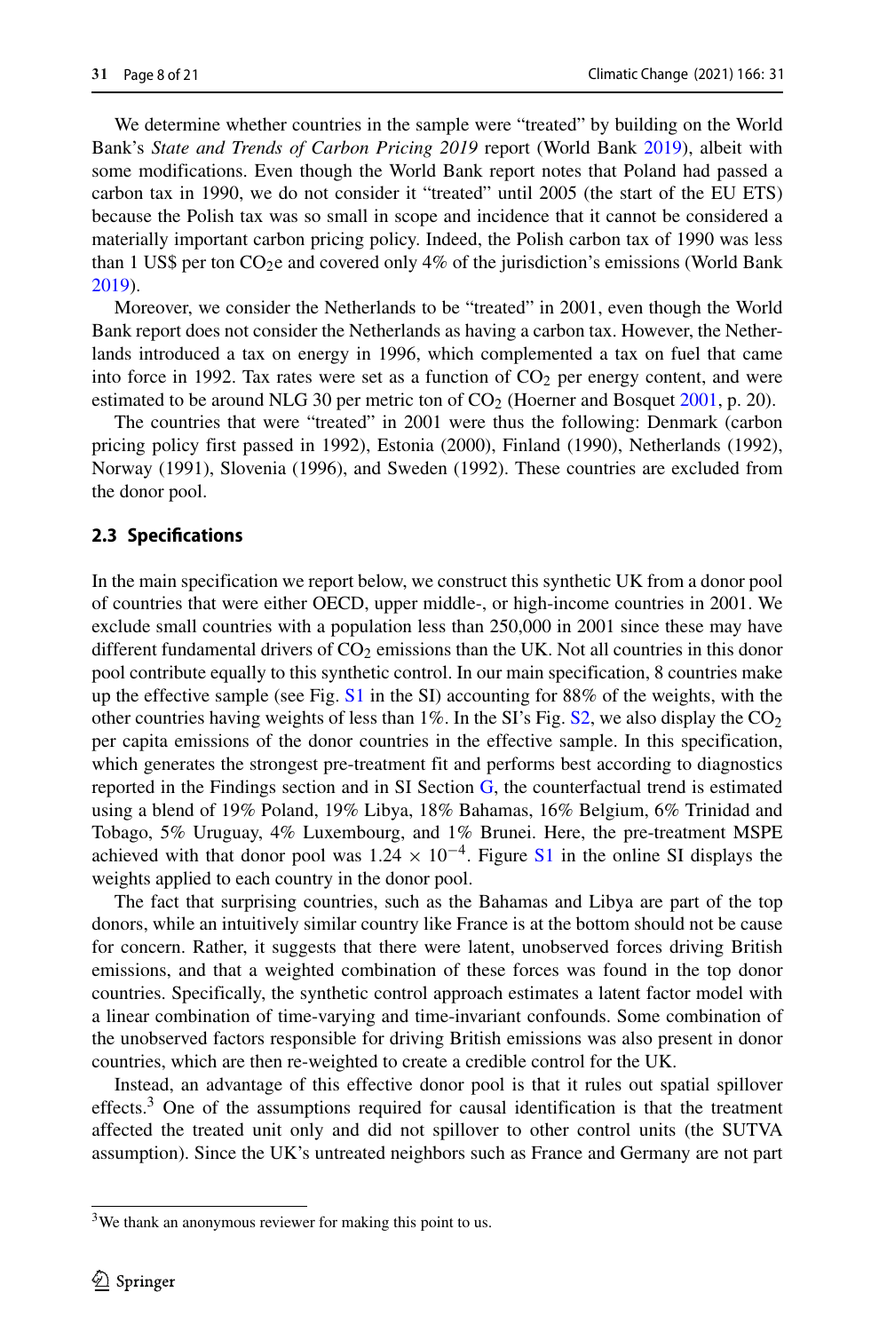We determine whether countries in the sample were "treated" by building on the World Bank's *State and Trends of Carbon Pricing 2019* report (World Bank 2019), albeit with some modifications. Even though the World Bank report notes that Poland had passed a carbon tax in 1990, we do not consider it "treated" until 2005 (the start of the EU ETS) because the Polish tax was so small in scope and incidence that it cannot be considered a materially important carbon pricing policy. Indeed, the Polish carbon tax of 1990 was less than 1 US$ per ton $CO_2$e and covered only 4% of the jurisdiction's emissions (World Bank 2019).

Moreover, we consider the Netherlands to be "treated" in 2001, even though the World Bank report does not consider the Netherlands as having a carbon tax. However, the Netherlands introduced a tax on energy in 1996, which complemented a tax on fuel that came into force in 1992. Tax rates were set as a function of $CO_2$ per energy content, and were estimated to be around NLG 30 per metric ton of $CO_2$ (Hoerner and Bosquet 2001, p. 20).

The countries that were "treated" in 2001 were thus the following: Denmark (carbon pricing policy first passed in 1992), Estonia (2000), Finland (1990), Netherlands (1992), Norway (1991), Slovenia (1996), and Sweden (1992). These countries are excluded from the donor pool.

### 2.3 Specifications

In the main specification we report below, we construct this synthetic UK from a donor pool of countries that were either OECD, upper middle-, or high-income countries in 2001. We exclude small countries with a population less than 250,000 in 2001 since these may have different fundamental drivers of $CO_2$ emissions than the UK. Not all countries in this donor pool contribute equally to this synthetic control. In our main specification, 8 countries make up the effective sample (see Fig. S1 in the SI) accounting for 88% of the weights, with the other countries having weights of less than 1%. In the SI's Fig. S2, we also display the $CO_2$ per capita emissions of the donor countries in the effective sample. In this specification, which generates the strongest pre-treatment fit and performs best according to diagnostics reported in the Findings section and in SI Section G, the counterfactual trend is estimated using a blend of 19% Poland, 19% Libya, 18% Bahamas, 16% Belgium, 6% Trinidad and Tobago, 5% Uruguay, 4% Luxembourg, and 1% Brunei. Here, the pre-treatment MSPE achieved with that donor pool was $1.24 \times 10^{-4}$. Figure S1 in the online SI displays the weights applied to each country in the donor pool.

The fact that surprising countries, such as the Bahamas and Libya are part of the top donors, while an intuitively similar country like France is at the bottom should not be cause for concern. Rather, it suggests that there were latent, unobserved forces driving British emissions, and that a weighted combination of these forces was found in the top donor countries. Specifically, the synthetic control approach estimates a latent factor model with a linear combination of time-varying and time-invariant confounds. Some combination of the unobserved factors responsible for driving British emissions was also present in donor countries, which are then re-weighted to create a credible control for the UK.

Instead, an advantage of this effective donor pool is that it rules out spatial spillover effects.[3] One of the assumptions required for causal identification is that the treatment affected the treated unit only and did not spillover to other control units (the SUTVA assumption). Since the UK's untreated neighbors such as France and Germany are not part

[3] We thank an anonymous reviewer for making this point to us.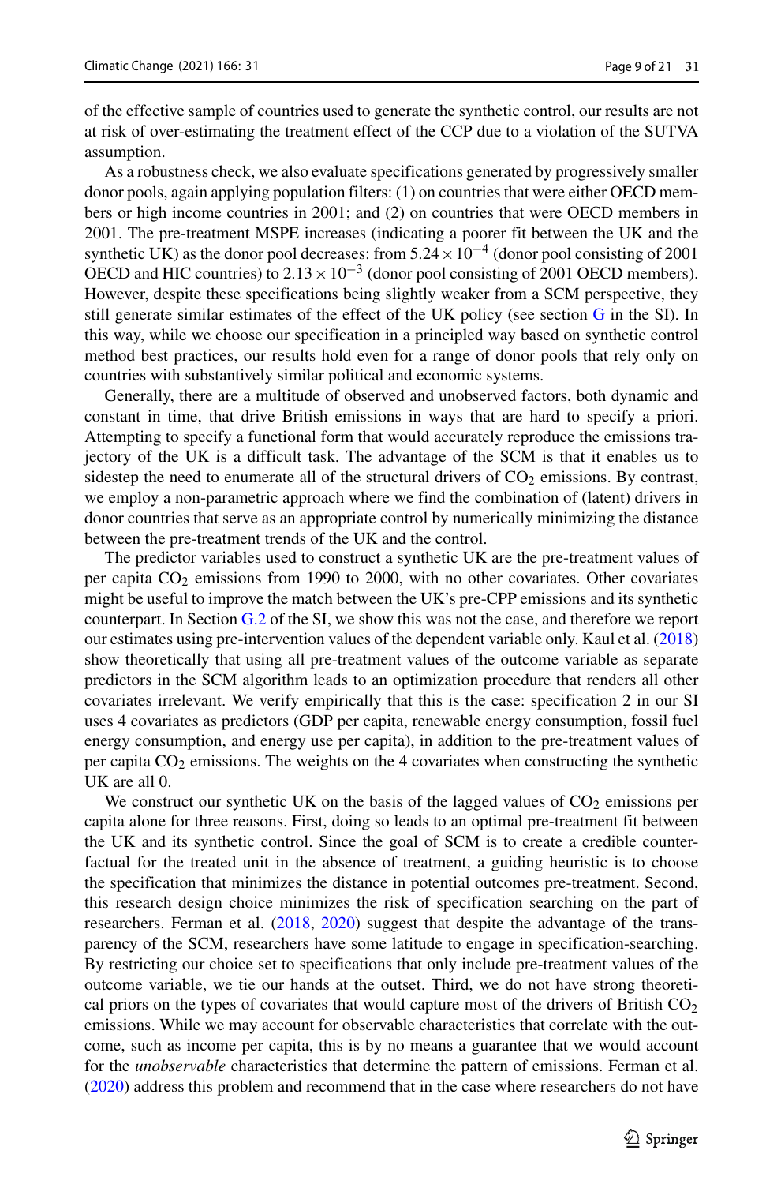of the effective sample of countries used to generate the synthetic control, our results are not at risk of over-estimating the treatment effect of the CCP due to a violation of the SUTVA assumption.

As a robustness check, we also evaluate specifications generated by progressively smaller donor pools, again applying population filters: (1) on countries that were either OECD members or high income countries in 2001; and (2) on countries that were OECD members in 2001. The pre-treatment MSPE increases (indicating a poorer fit between the UK and the synthetic UK) as the donor pool decreases: from $5.24 \times 10^{-4}$ (donor pool consisting of 2001 OECD and HIC countries) to $2.13 \times 10^{-3}$ (donor pool consisting of 2001 OECD members). However, despite these specifications being slightly weaker from a SCM perspective, they still generate similar estimates of the effect of the UK policy (see section G in the SI). In this way, while we choose our specification in a principled way based on synthetic control method best practices, our results hold even for a range of donor pools that rely only on countries with substantively similar political and economic systems.

Generally, there are a multitude of observed and unobserved factors, both dynamic and constant in time, that drive British emissions in ways that are hard to specify a priori. Attempting to specify a functional form that would accurately reproduce the emissions trajectory of the UK is a difficult task. The advantage of the SCM is that it enables us to sidestep the need to enumerate all of the structural drivers of $CO_2$ emissions. By contrast, we employ a non-parametric approach where we find the combination of (latent) drivers in donor countries that serve as an appropriate control by numerically minimizing the distance between the pre-treatment trends of the UK and the control.

The predictor variables used to construct a synthetic UK are the pre-treatment values of per capita $CO_2$ emissions from 1990 to 2000, with no other covariates. Other covariates might be useful to improve the match between the UK's pre-CPP emissions and its synthetic counterpart. In Section G.2 of the SI, we show this was not the case, and therefore we report our estimates using pre-intervention values of the dependent variable only. Kaul et al. (2018) show theoretically that using all pre-treatment values of the outcome variable as separate predictors in the SCM algorithm leads to an optimization procedure that renders all other covariates irrelevant. We verify empirically that this is the case: specification 2 in our SI uses 4 covariates as predictors (GDP per capita, renewable energy consumption, fossil fuel energy consumption, and energy use per capita), in addition to the pre-treatment values of per capita $CO_2$ emissions. The weights on the 4 covariates when constructing the synthetic UK are all 0.

We construct our synthetic UK on the basis of the lagged values of $CO_2$ emissions per capita alone for three reasons. First, doing so leads to an optimal pre-treatment fit between the UK and its synthetic control. Since the goal of SCM is to create a credible counterfactual for the treated unit in the absence of treatment, a guiding heuristic is to choose the specification that minimizes the distance in potential outcomes pre-treatment. Second, this research design choice minimizes the risk of specification searching on the part of researchers. Ferman et al. (2018, 2020) suggest that despite the advantage of the transparency of the SCM, researchers have some latitude to engage in specification-searching. By restricting our choice set to specifications that only include pre-treatment values of the outcome variable, we tie our hands at the outset. Third, we do not have strong theoretical priors on the types of covariates that would capture most of the drivers of British $CO_2$ emissions. While we may account for observable characteristics that correlate with the outcome, such as income per capita, this is by no means a guarantee that we would account for the *unobservable* characteristics that determine the pattern of emissions. Ferman et al. (2020) address this problem and recommend that in the case where researchers do not have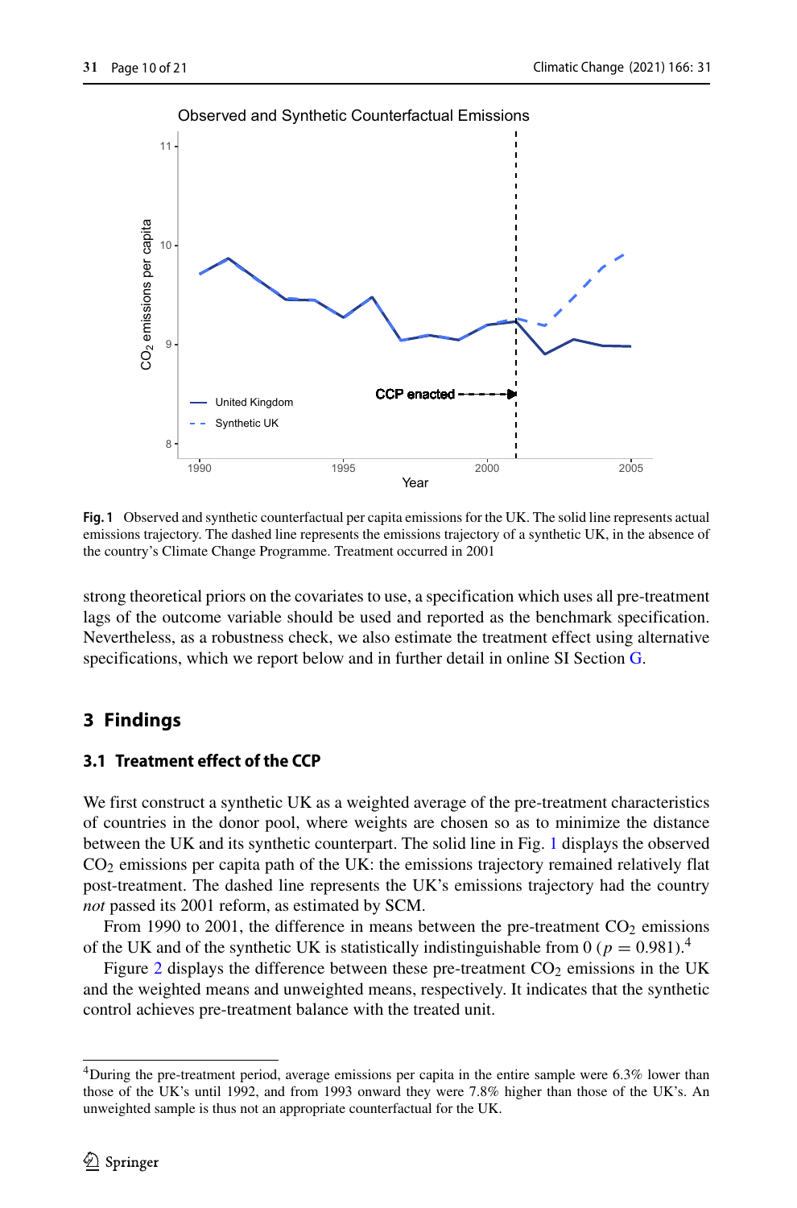**Fig. 1** Observed and synthetic counterfactual per capita emissions for the UK. The solid line represents actual emissions trajectory. The dashed line represents the emissions trajectory of a synthetic UK, in the absence of the country's Climate Change Programme. Treatment occurred in 2001

strong theoretical priors on the covariates to use, a specification which uses all pre-treatment lags of the outcome variable should be used and reported as the benchmark specification. Nevertheless, as a robustness check, we also estimate the treatment effect using alternative specifications, which we report below and in further detail in online SI Section G.

## 3 Findings

### 3.1 Treatment effect of the CCP

We first construct a synthetic UK as a weighted average of the pre-treatment characteristics of countries in the donor pool, where weights are chosen so as to minimize the distance between the UK and its synthetic counterpart. The solid line in Fig. 1 displays the observed $CO_2$ emissions per capita path of the UK: the emissions trajectory remained relatively flat post-treatment. The dashed line represents the UK's emissions trajectory had the country *not* passed its 2001 reform, as estimated by SCM.

From 1990 to 2001, the difference in means between the pre-treatment $CO_2$ emissions of the UK and of the synthetic UK is statistically indistinguishable from 0 ($p = 0.981$).[4]

Figure 2 displays the difference between these pre-treatment $CO_2$ emissions in the UK and the weighted means and unweighted means, respectively. It indicates that the synthetic control achieves pre-treatment balance with the treated unit.

[4] During the pre-treatment period, average emissions per capita in the entire sample were 6.3% lower than those of the UK's until 1992, and from 1993 onward they were 7.8% higher than those of the UK's. An unweighted sample is thus not an appropriate counterfactual for the UK.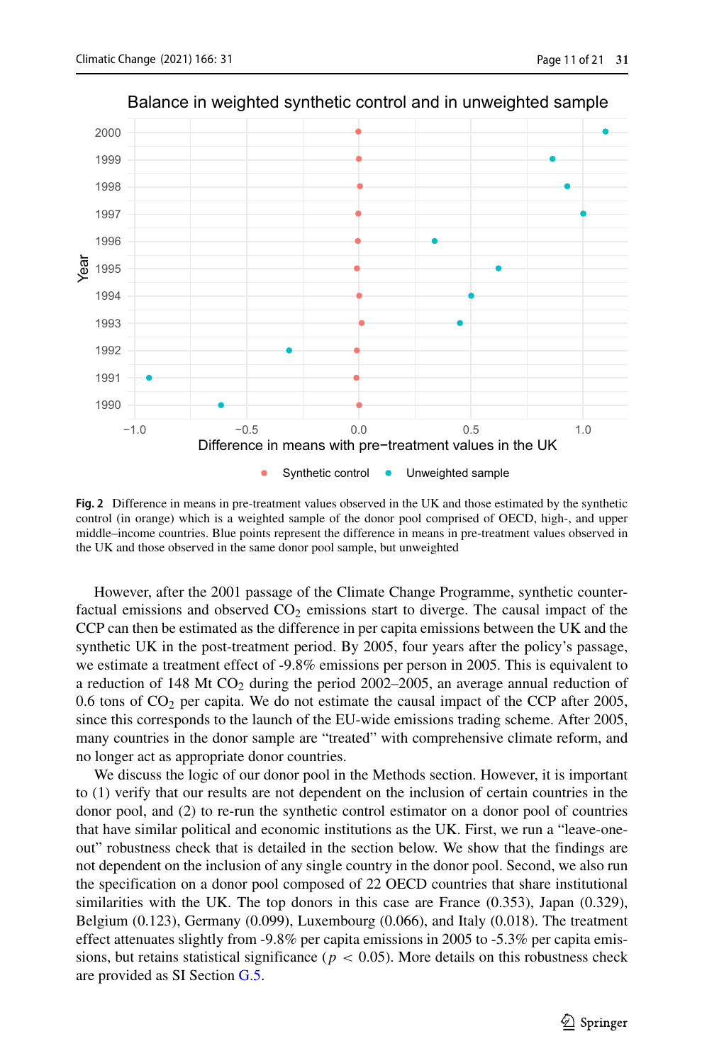**Fig. 2** Difference in means in pre-treatment values observed in the UK and those estimated by the synthetic control (in orange) which is a weighted sample of the donor pool comprised of OECD, high-, and upper middle–income countries. Blue points represent the difference in means in pre-treatment values observed in the UK and those observed in the same donor pool sample, but unweighted

However, after the 2001 passage of the Climate Change Programme, synthetic counterfactual emissions and observed $CO_2$ emissions start to diverge. The causal impact of the CCP can then be estimated as the difference in per capita emissions between the UK and the synthetic UK in the post-treatment period. By 2005, four years after the policy's passage, we estimate a treatment effect of -9.8% emissions per person in 2005. This is equivalent to a reduction of 148 Mt $CO_2$ during the period 2002–2005, an average annual reduction of 0.6 tons of $CO_2$ per capita. We do not estimate the causal impact of the CCP after 2005, since this corresponds to the launch of the EU-wide emissions trading scheme. After 2005, many countries in the donor sample are "treated" with comprehensive climate reform, and no longer act as appropriate donor countries.

We discuss the logic of our donor pool in the Methods section. However, it is important to (1) verify that our results are not dependent on the inclusion of certain countries in the donor pool, and (2) to re-run the synthetic control estimator on a donor pool of countries that have similar political and economic institutions as the UK. First, we run a "leave-one-out" robustness check that is detailed in the section below. We show that the findings are not dependent on the inclusion of any single country in the donor pool. Second, we also run the specification on a donor pool composed of 22 OECD countries that share institutional similarities with the UK. The top donors in this case are France (0.353), Japan (0.329), Belgium (0.123), Germany (0.099), Luxembourg (0.066), and Italy (0.018). The treatment effect attenuates slightly from -9.8% per capita emissions in 2005 to -5.3% per capita emissions, but retains statistical significance ($p < 0.05$). More details on this robustness check are provided as SI Section G.5.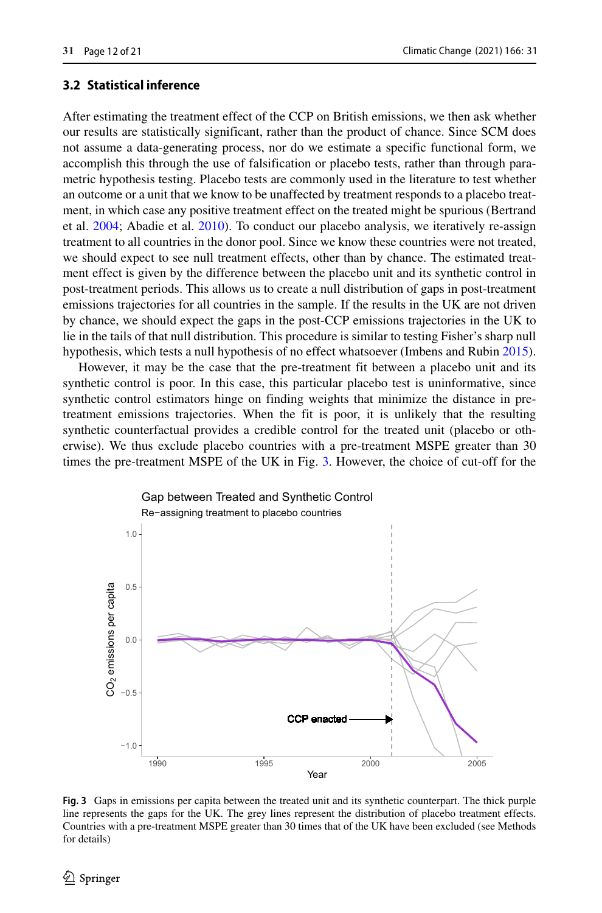### 3.2 Statistical inference

After estimating the treatment effect of the CCP on British emissions, we then ask whether our results are statistically significant, rather than the product of chance. Since SCM does not assume a data-generating process, nor do we estimate a specific functional form, we accomplish this through the use of falsification or placebo tests, rather than through parametric hypothesis testing. Placebo tests are commonly used in the literature to test whether an outcome or a unit that we know to be unaffected by treatment responds to a placebo treatment, in which case any positive treatment effect on the treated might be spurious (Bertrand et al. 2004; Abadie et al. 2010). To conduct our placebo analysis, we iteratively re-assign treatment to all countries in the donor pool. Since we know these countries were not treated, we should expect to see null treatment effects, other than by chance. The estimated treatment effect is given by the difference between the placebo unit and its synthetic control in post-treatment periods. This allows us to create a null distribution of gaps in post-treatment emissions trajectories for all countries in the sample. If the results in the UK are not driven by chance, we should expect the gaps in the post-CCP emissions trajectories in the UK to lie in the tails of that null distribution. This procedure is similar to testing Fisher's sharp null hypothesis, which tests a null hypothesis of no effect whatsoever (Imbens and Rubin 2015).

However, it may be the case that the pre-treatment fit between a placebo unit and its synthetic control is poor. In this case, this particular placebo test is uninformative, since synthetic control estimators hinge on finding weights that minimize the distance in pre-treatment emissions trajectories. When the fit is poor, it is unlikely that the resulting synthetic counterfactual provides a credible control for the treated unit (placebo or otherwise). We thus exclude placebo countries with a pre-treatment MSPE greater than 30 times the pre-treatment MSPE of the UK in Fig. 3. However, the choice of cut-off for the

**Fig. 3** Gaps in emissions per capita between the treated unit and its synthetic counterpart. The thick purple line represents the gaps for the UK. The grey lines represent the distribution of placebo treatment effects. Countries with a pre-treatment MSPE greater than 30 times that of the UK have been excluded (see Methods for details)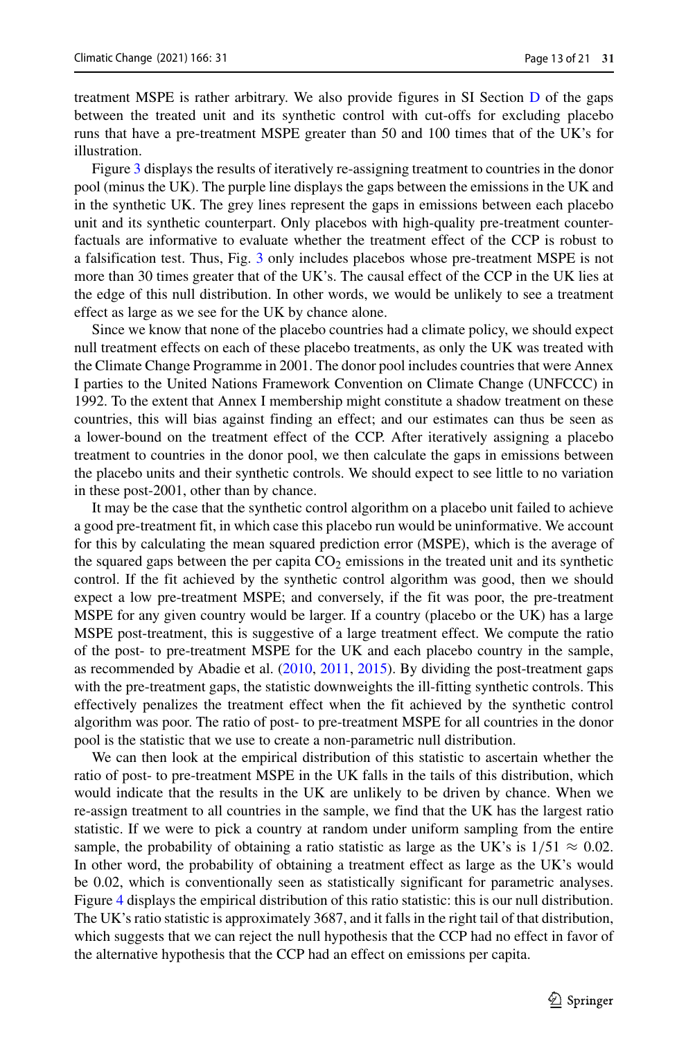treatment MSPE is rather arbitrary. We also provide figures in SI Section D of the gaps between the treated unit and its synthetic control with cut-offs for excluding placebo runs that have a pre-treatment MSPE greater than 50 and 100 times that of the UK's for illustration.

Figure 3 displays the results of iteratively re-assigning treatment to countries in the donor pool (minus the UK). The purple line displays the gaps between the emissions in the UK and in the synthetic UK. The grey lines represent the gaps in emissions between each placebo unit and its synthetic counterpart. Only placebos with high-quality pre-treatment counterfactuals are informative to evaluate whether the treatment effect of the CCP is robust to a falsification test. Thus, Fig. 3 only includes placebos whose pre-treatment MSPE is not more than 30 times greater that of the UK's. The causal effect of the CCP in the UK lies at the edge of this null distribution. In other words, we would be unlikely to see a treatment effect as large as we see for the UK by chance alone.

Since we know that none of the placebo countries had a climate policy, we should expect null treatment effects on each of these placebo treatments, as only the UK was treated with the Climate Change Programme in 2001. The donor pool includes countries that were Annex I parties to the United Nations Framework Convention on Climate Change (UNFCCC) in 1992. To the extent that Annex I membership might constitute a shadow treatment on these countries, this will bias against finding an effect; and our estimates can thus be seen as a lower-bound on the treatment effect of the CCP. After iteratively assigning a placebo treatment to countries in the donor pool, we then calculate the gaps in emissions between the placebo units and their synthetic controls. We should expect to see little to no variation in these post-2001, other than by chance.

It may be the case that the synthetic control algorithm on a placebo unit failed to achieve a good pre-treatment fit, in which case this placebo run would be uninformative. We account for this by calculating the mean squared prediction error (MSPE), which is the average of the squared gaps between the per capita $CO_2$ emissions in the treated unit and its synthetic control. If the fit achieved by the synthetic control algorithm was good, then we should expect a low pre-treatment MSPE; and conversely, if the fit was poor, the pre-treatment MSPE for any given country would be larger. If a country (placebo or the UK) has a large MSPE post-treatment, this is suggestive of a large treatment effect. We compute the ratio of the post- to pre-treatment MSPE for the UK and each placebo country in the sample, as recommended by Abadie et al. (2010, 2011, 2015). By dividing the post-treatment gaps with the pre-treatment gaps, the statistic downweights the ill-fitting synthetic controls. This effectively penalizes the treatment effect when the fit achieved by the synthetic control algorithm was poor. The ratio of post- to pre-treatment MSPE for all countries in the donor pool is the statistic that we use to create a non-parametric null distribution.

We can then look at the empirical distribution of this statistic to ascertain whether the ratio of post- to pre-treatment MSPE in the UK falls in the tails of this distribution, which would indicate that the results in the UK are unlikely to be driven by chance. When we re-assign treatment to all countries in the sample, we find that the UK has the largest ratio statistic. If we were to pick a country at random under uniform sampling from the entire sample, the probability of obtaining a ratio statistic as large as the UK's is $1/51 \approx 0.02$. In other word, the probability of obtaining a treatment effect as large as the UK's would be 0.02, which is conventionally seen as statistically significant for parametric analyses. Figure 4 displays the empirical distribution of this ratio statistic: this is our null distribution. The UK's ratio statistic is approximately 3687, and it falls in the right tail of that distribution, which suggests that we can reject the null hypothesis that the CCP had no effect in favor of the alternative hypothesis that the CCP had an effect on emissions per capita.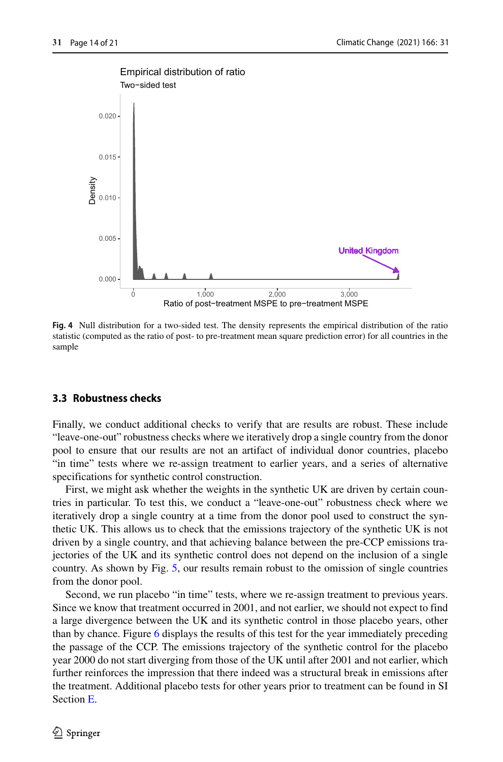Fig. 4 Null distribution for a two-sided test. The density represents the empirical distribution of the ratio statistic (computed as the ratio of post- to pre-treatment mean square prediction error) for all countries in the sample

### 3.3 Robustness checks

Finally, we conduct additional checks to verify that are results are robust. These include "leave-one-out" robustness checks where we iteratively drop a single country from the donor pool to ensure that our results are not an artifact of individual donor countries, placebo "in time" tests where we re-assign treatment to earlier years, and a series of alternative specifications for synthetic control construction.

First, we might ask whether the weights in the synthetic UK are driven by certain countries in particular. To test this, we conduct a "leave-one-out" robustness check where we iteratively drop a single country at a time from the donor pool used to construct the synthetic UK. This allows us to check that the emissions trajectory of the synthetic UK is not driven by a single country, and that achieving balance between the pre-CCP emissions trajectories of the UK and its synthetic control does not depend on the inclusion of a single country. As shown by Fig. 5, our results remain robust to the omission of single countries from the donor pool.

Second, we run placebo "in time" tests, where we re-assign treatment to previous years. Since we know that treatment occurred in 2001, and not earlier, we should not expect to find a large divergence between the UK and its synthetic control in those placebo years, other than by chance. Figure 6 displays the results of this test for the year immediately preceding the passage of the CCP. The emissions trajectory of the synthetic control for the placebo year 2000 do not start diverging from those of the UK until after 2001 and not earlier, which further reinforces the impression that there indeed was a structural break in emissions after the treatment. Additional placebo tests for other years prior to treatment can be found in SI Section E.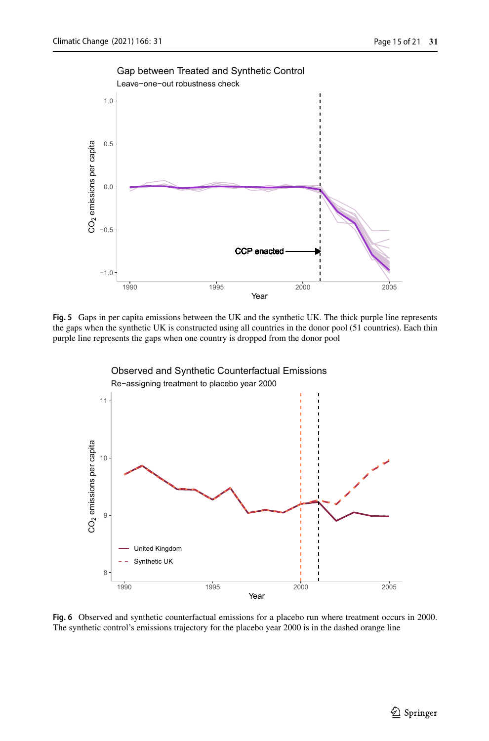**Fig. 5** Gaps in per capita emissions between the UK and the synthetic UK. The thick purple line represents the gaps when the synthetic UK is constructed using all countries in the donor pool (51 countries). Each thin purple line represents the gaps when one country is dropped from the donor pool

**Fig. 6** Observed and synthetic counterfactual emissions for a placebo run where treatment occurs in 2000. The synthetic control's emissions trajectory for the placebo year 2000 is in the dashed orange line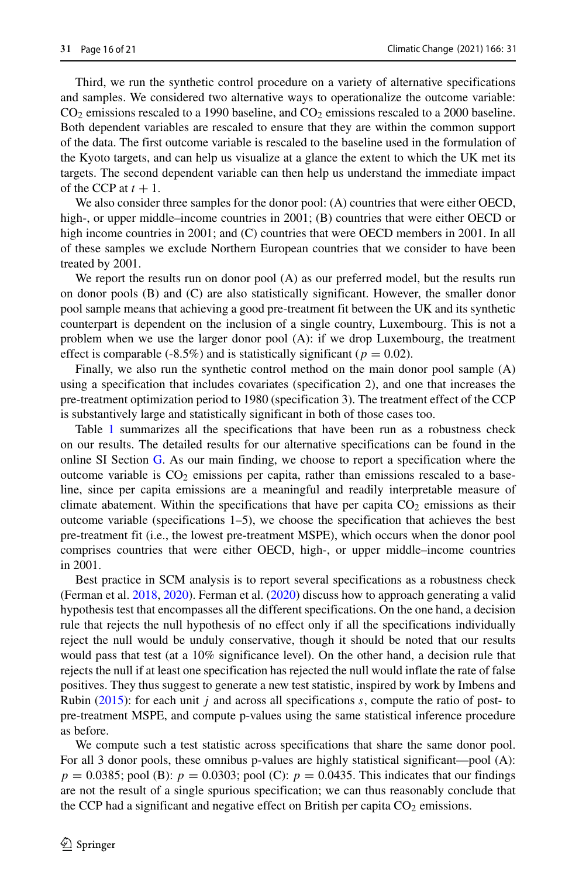Third, we run the synthetic control procedure on a variety of alternative specifications and samples. We considered two alternative ways to operationalize the outcome variable: $CO_2$ emissions rescaled to a 1990 baseline, and $CO_2$ emissions rescaled to a 2000 baseline. Both dependent variables are rescaled to ensure that they are within the common support of the data. The first outcome variable is rescaled to the baseline used in the formulation of the Kyoto targets, and can help us visualize at a glance the extent to which the UK met its targets. The second dependent variable can then help us understand the immediate impact of the CCP at $t + 1$.

We also consider three samples for the donor pool: (A) countries that were either OECD, high-, or upper middle–income countries in 2001; (B) countries that were either OECD or high income countries in 2001; and (C) countries that were OECD members in 2001. In all of these samples we exclude Northern European countries that we consider to have been treated by 2001.

We report the results run on donor pool (A) as our preferred model, but the results run on donor pools (B) and (C) are also statistically significant. However, the smaller donor pool sample means that achieving a good pre-treatment fit between the UK and its synthetic counterpart is dependent on the inclusion of a single country, Luxembourg. This is not a problem when we use the larger donor pool (A): if we drop Luxembourg, the treatment effect is comparable (-8.5%) and is statistically significant ($p = 0.02$).

Finally, we also run the synthetic control method on the main donor pool sample (A) using a specification that includes covariates (specification 2), and one that increases the pre-treatment optimization period to 1980 (specification 3). The treatment effect of the CCP is substantively large and statistically significant in both of those cases too.

Table 1 summarizes all the specifications that have been run as a robustness check on our results. The detailed results for our alternative specifications can be found in the online SI Section G. As our main finding, we choose to report a specification where the outcome variable is $CO_2$ emissions per capita, rather than emissions rescaled to a baseline, since per capita emissions are a meaningful and readily interpretable measure of climate abatement. Within the specifications that have per capita $CO_2$ emissions as their outcome variable (specifications 1–5), we choose the specification that achieves the best pre-treatment fit (i.e., the lowest pre-treatment MSPE), which occurs when the donor pool comprises countries that were either OECD, high-, or upper middle–income countries in 2001.

Best practice in SCM analysis is to report several specifications as a robustness check (Ferman et al. 2018, 2020). Ferman et al. (2020) discuss how to approach generating a valid hypothesis test that encompasses all the different specifications. On the one hand, a decision rule that rejects the null hypothesis of no effect only if all the specifications individually reject the null would be unduly conservative, though it should be noted that our results would pass that test (at a 10% significance level). On the other hand, a decision rule that rejects the null if at least one specification has rejected the null would inflate the rate of false positives. They thus suggest to generate a new test statistic, inspired by work by Imbens and Rubin (2015): for each unit $j$ and across all specifications $s$, compute the ratio of post- to pre-treatment MSPE, and compute p-values using the same statistical inference procedure as before.

We compute such a test statistic across specifications that share the same donor pool. For all 3 donor pools, these omnibus p-values are highly statistical significant—pool (A): $p = 0.0385$; pool (B): $p = 0.0303$; pool (C): $p = 0.0435$. This indicates that our findings are not the result of a single spurious specification; we can thus reasonably conclude that the CCP had a significant and negative effect on British per capita $CO_2$ emissions.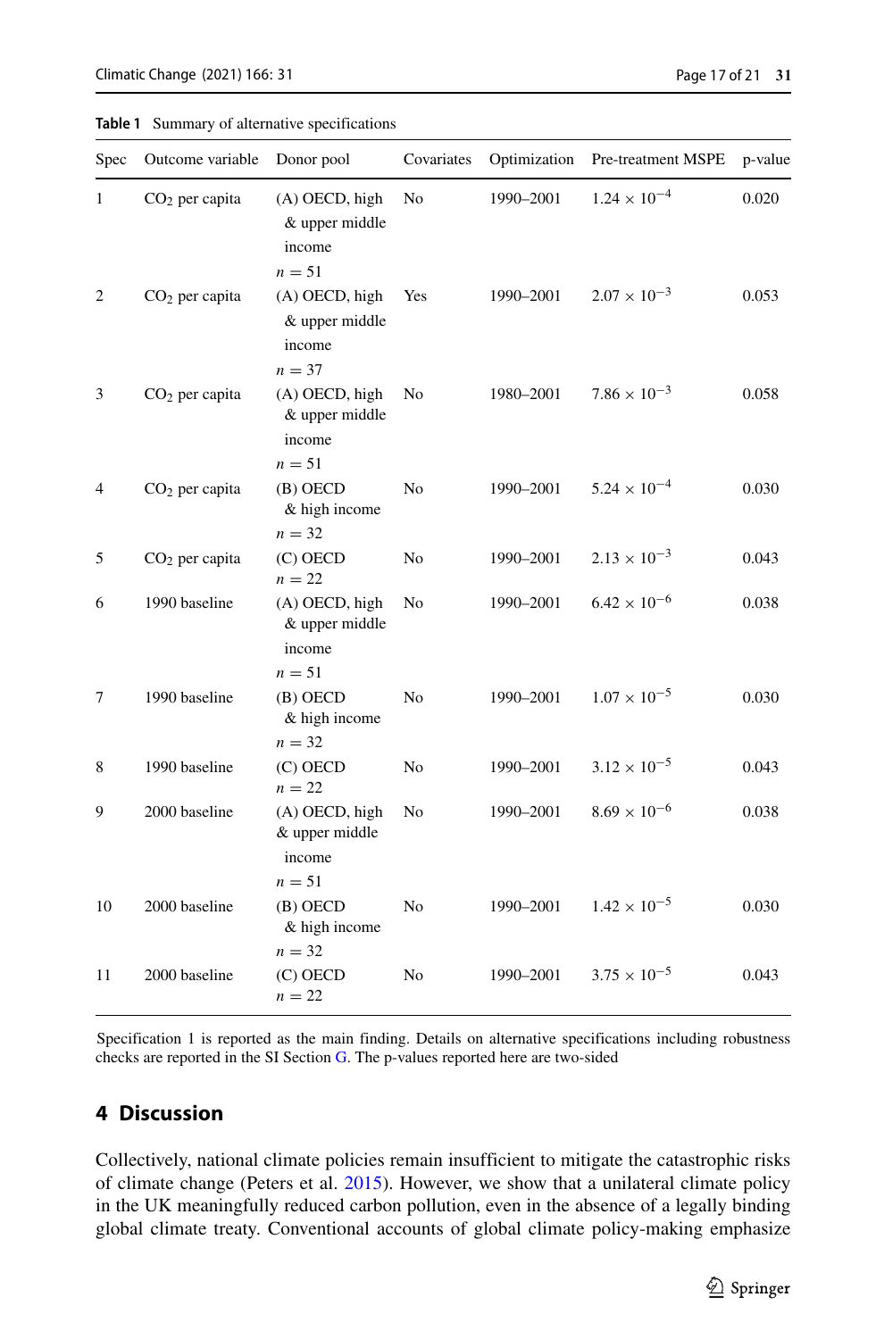**Table 1** Summary of alternative specifications

| Spec | Outcome variable | Donor pool | Covariates | Optimization | Pre-treatment MSPE | p-value |
|---|---|---|---|---|---|---|
| 1 | $CO_2$ per capita | (A) OECD, high & upper middle income $n = 51$ | No | 1990–2001 | $1.24 \times 10^{-4}$ | 0.020 |
| 2 | $CO_2$ per capita | (A) OECD, high & upper middle income $n = 37$ | Yes | 1990–2001 | $2.07 \times 10^{-3}$ | 0.053 |
| 3 | $CO_2$ per capita | (A) OECD, high & upper middle income $n = 51$ | No | 1980–2001 | $7.86 \times 10^{-3}$ | 0.058 |
| 4 | $CO_2$ per capita | (B) OECD & high income $n = 32$ | No | 1990–2001 | $5.24 \times 10^{-4}$ | 0.030 |
| 5 | $CO_2$ per capita | (C) OECD $n = 22$ | No | 1990–2001 | $2.13 \times 10^{-3}$ | 0.043 |
| 6 | 1990 baseline | (A) OECD, high & upper middle income $n = 51$ | No | 1990–2001 | $6.42 \times 10^{-6}$ | 0.038 |
| 7 | 1990 baseline | (B) OECD & high income $n = 32$ | No | 1990–2001 | $1.07 \times 10^{-5}$ | 0.030 |
| 8 | 1990 baseline | (C) OECD $n = 22$ | No | 1990–2001 | $3.12 \times 10^{-5}$ | 0.043 |
| 9 | 2000 baseline | (A) OECD, high & upper middle income $n = 51$ | No | 1990–2001 | $8.69 \times 10^{-6}$ | 0.038 |
| 10 | 2000 baseline | (B) OECD & high income $n = 32$ | No | 1990–2001 | $1.42 \times 10^{-5}$ | 0.030 |
| 11 | 2000 baseline | (C) OECD $n = 22$ | No | 1990–2001 | $3.75 \times 10^{-5}$ | 0.043 |

Specification 1 is reported as the main finding. Details on alternative specifications including robustness checks are reported in the SI Section G. The p-values reported here are two-sided

## 4 Discussion

Collectively, national climate policies remain insufficient to mitigate the catastrophic risks of climate change (Peters et al. 2015). However, we show that a unilateral climate policy in the UK meaningfully reduced carbon pollution, even in the absence of a legally binding global climate treaty. Conventional accounts of global climate policy-making emphasize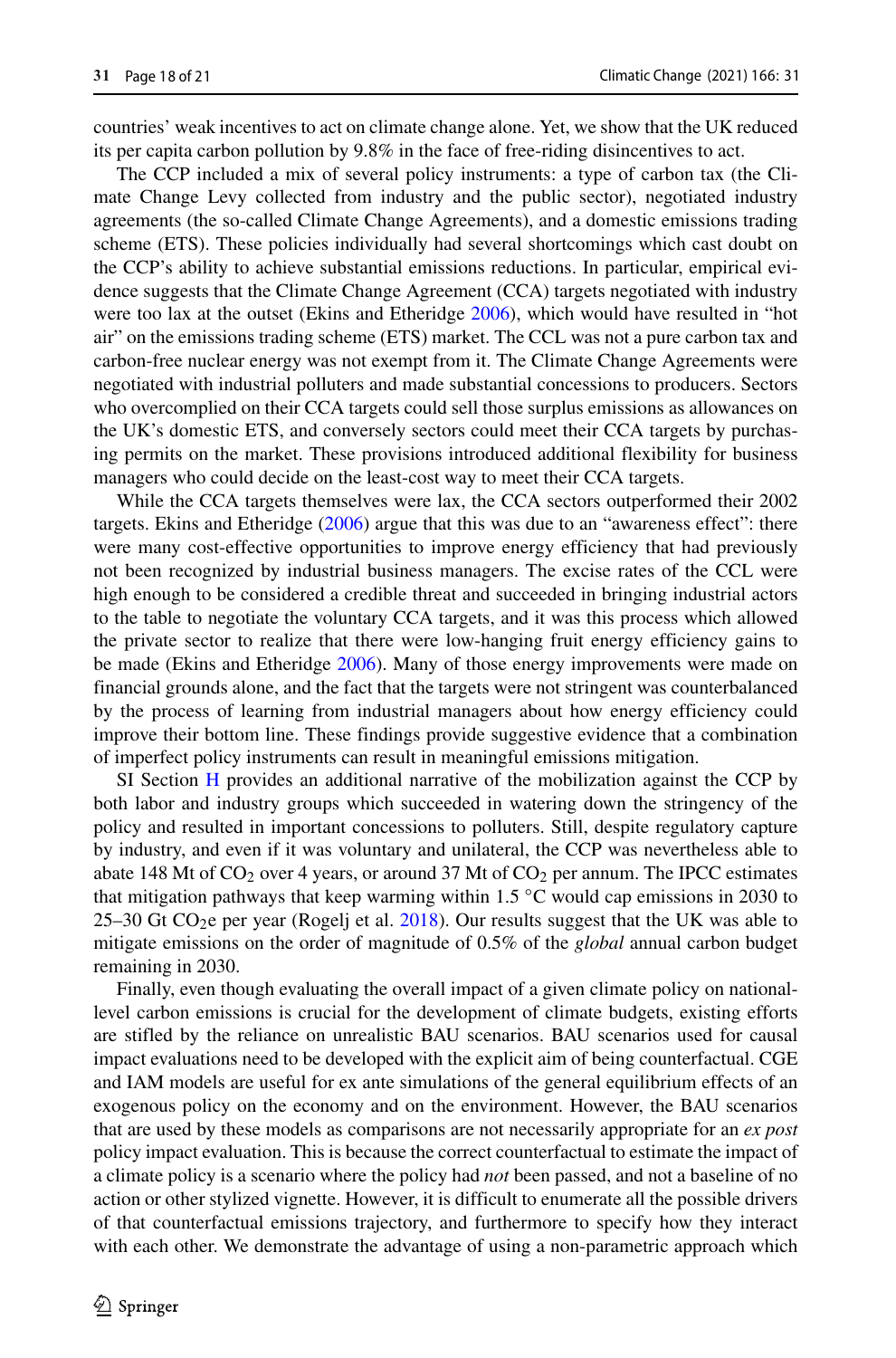countries' weak incentives to act on climate change alone. Yet, we show that the UK reduced its per capita carbon pollution by 9.8% in the face of free-riding disincentives to act.

The CCP included a mix of several policy instruments: a type of carbon tax (the Climate Change Levy collected from industry and the public sector), negotiated industry agreements (the so-called Climate Change Agreements), and a domestic emissions trading scheme (ETS). These policies individually had several shortcomings which cast doubt on the CCP's ability to achieve substantial emissions reductions. In particular, empirical evidence suggests that the Climate Change Agreement (CCA) targets negotiated with industry were too lax at the outset (Ekins and Etheridge 2006), which would have resulted in "hot air" on the emissions trading scheme (ETS) market. The CCL was not a pure carbon tax and carbon-free nuclear energy was not exempt from it. The Climate Change Agreements were negotiated with industrial polluters and made substantial concessions to producers. Sectors who overcomplied on their CCA targets could sell those surplus emissions as allowances on the UK's domestic ETS, and conversely sectors could meet their CCA targets by purchasing permits on the market. These provisions introduced additional flexibility for business managers who could decide on the least-cost way to meet their CCA targets.

While the CCA targets themselves were lax, the CCA sectors outperformed their 2002 targets. Ekins and Etheridge (2006) argue that this was due to an "awareness effect": there were many cost-effective opportunities to improve energy efficiency that had previously not been recognized by industrial business managers. The excise rates of the CCL were high enough to be considered a credible threat and succeeded in bringing industrial actors to the table to negotiate the voluntary CCA targets, and it was this process which allowed the private sector to realize that there were low-hanging fruit energy efficiency gains to be made (Ekins and Etheridge 2006). Many of those energy improvements were made on financial grounds alone, and the fact that the targets were not stringent was counterbalanced by the process of learning from industrial managers about how energy efficiency could improve their bottom line. These findings provide suggestive evidence that a combination of imperfect policy instruments can result in meaningful emissions mitigation.

SI Section H provides an additional narrative of the mobilization against the CCP by both labor and industry groups which succeeded in watering down the stringency of the policy and resulted in important concessions to polluters. Still, despite regulatory capture by industry, and even if it was voluntary and unilateral, the CCP was nevertheless able to abate 148 Mt of $CO_2$ over 4 years, or around 37 Mt of $CO_2$ per annum. The IPCC estimates that mitigation pathways that keep warming within 1.5 °C would cap emissions in 2030 to 25–30 Gt $CO_2$e per year (Rogelj et al. 2018). Our results suggest that the UK was able to mitigate emissions on the order of magnitude of 0.5% of the *global* annual carbon budget remaining in 2030.

Finally, even though evaluating the overall impact of a given climate policy on national-level carbon emissions is crucial for the development of climate budgets, existing efforts are stifled by the reliance on unrealistic BAU scenarios. BAU scenarios used for causal impact evaluations need to be developed with the explicit aim of being counterfactual. CGE and IAM models are useful for ex ante simulations of the general equilibrium effects of an exogenous policy on the economy and on the environment. However, the BAU scenarios that are used by these models as comparisons are not necessarily appropriate for an *ex post* policy impact evaluation. This is because the correct counterfactual to estimate the impact of a climate policy is a scenario where the policy had *not* been passed, and not a baseline of no action or other stylized vignette. However, it is difficult to enumerate all the possible drivers of that counterfactual emissions trajectory, and furthermore to specify how they interact with each other. We demonstrate the advantage of using a non-parametric approach which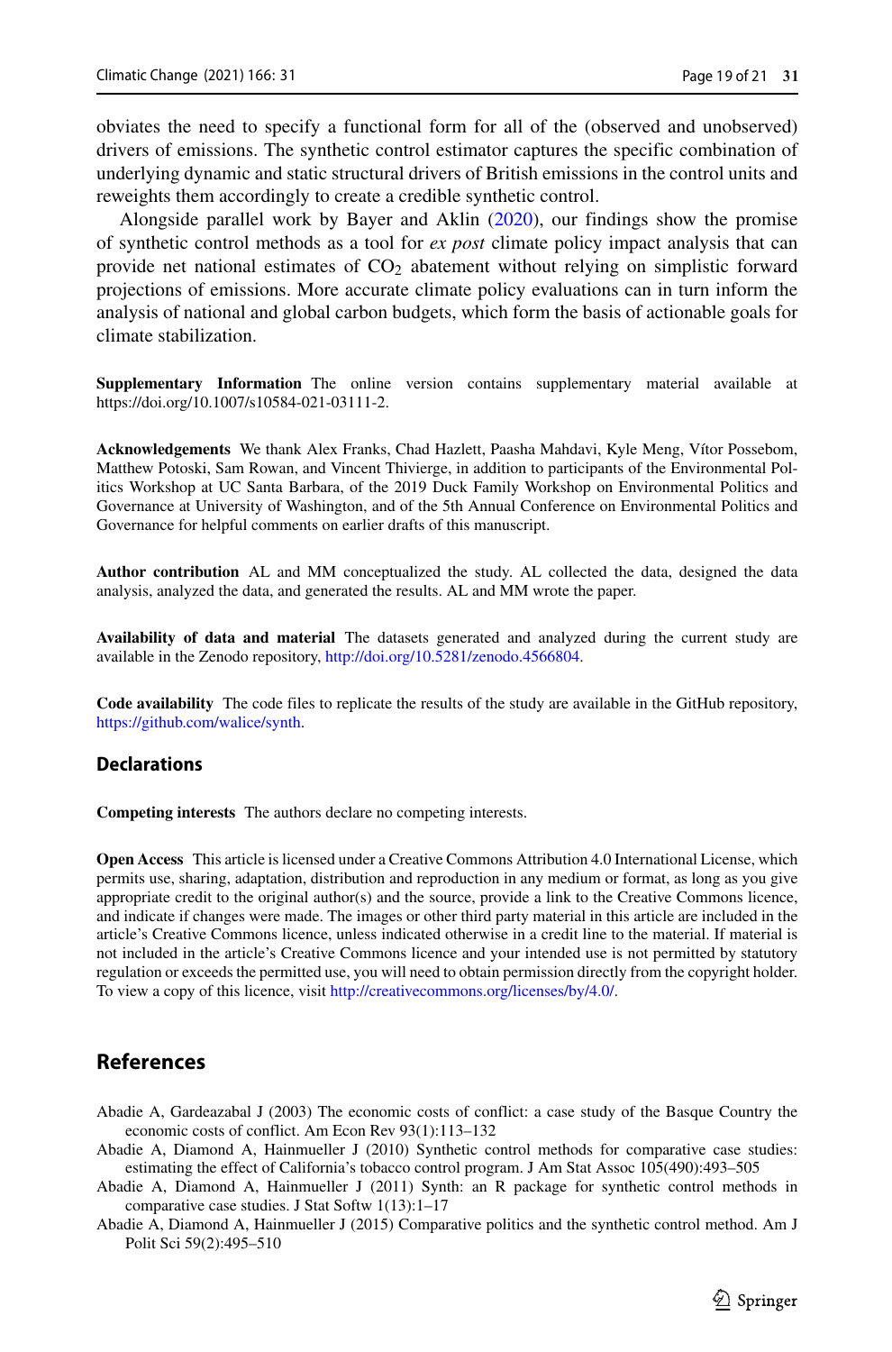obviates the need to specify a functional form for all of the (observed and unobserved) drivers of emissions. The synthetic control estimator captures the specific combination of underlying dynamic and static structural drivers of British emissions in the control units and reweights them accordingly to create a credible synthetic control.

Alongside parallel work by Bayer and Aklin (2020), our findings show the promise of synthetic control methods as a tool for *ex post* climate policy impact analysis that can provide net national estimates of $CO_2$ abatement without relying on simplistic forward projections of emissions. More accurate climate policy evaluations can in turn inform the analysis of national and global carbon budgets, which form the basis of actionable goals for climate stabilization.

**Supplementary Information** The online version contains supplementary material available at https://doi.org/10.1007/s10584-021-03111-2.

**Acknowledgements** We thank Alex Franks, Chad Hazlett, Paasha Mahdavi, Kyle Meng, Vítor Possebom, Matthew Potoski, Sam Rowan, and Vincent Thivierge, in addition to participants of the Environmental Politics Workshop at UC Santa Barbara, of the 2019 Duck Family Workshop on Environmental Politics and Governance at University of Washington, and of the 5th Annual Conference on Environmental Politics and Governance for helpful comments on earlier drafts of this manuscript.

**Author contribution** AL and MM conceptualized the study. AL collected the data, designed the data analysis, analyzed the data, and generated the results. AL and MM wrote the paper.

**Availability of data and material** The datasets generated and analyzed during the current study are available in the Zenodo repository, http://doi.org/10.5281/zenodo.4566804.

**Code availability** The code files to replicate the results of the study are available in the GitHub repository, https://github.com/walice/synth.

## Declarations

**Competing interests** The authors declare no competing interests.

**Open Access** This article is licensed under a Creative Commons Attribution 4.0 International License, which permits use, sharing, adaptation, distribution and reproduction in any medium or format, as long as you give appropriate credit to the original author(s) and the source, provide a link to the Creative Commons licence, and indicate if changes were made. The images or other third party material in this article are included in the article's Creative Commons licence, unless indicated otherwise in a credit line to the material. If material is not included in the article's Creative Commons licence and your intended use is not permitted by statutory regulation or exceeds the permitted use, you will need to obtain permission directly from the copyright holder. To view a copy of this licence, visit http://creativecommons.org/licenses/by/4.0/.

## References

Abadie A, Gardeazabal J (2003) The economic costs of conflict: a case study of the Basque Country the economic costs of conflict. Am Econ Rev 93(1):113–132

Abadie A, Diamond A, Hainmueller J (2010) Synthetic control methods for comparative case studies: estimating the effect of California's tobacco control program. J Am Stat Assoc 105(490):493–505

Abadie A, Diamond A, Hainmueller J (2011) Synth: an R package for synthetic control methods in comparative case studies. J Stat Softw 1(13):1–17

Abadie A, Diamond A, Hainmueller J (2015) Comparative politics and the synthetic control method. Am J Polit Sci 59(2):495–510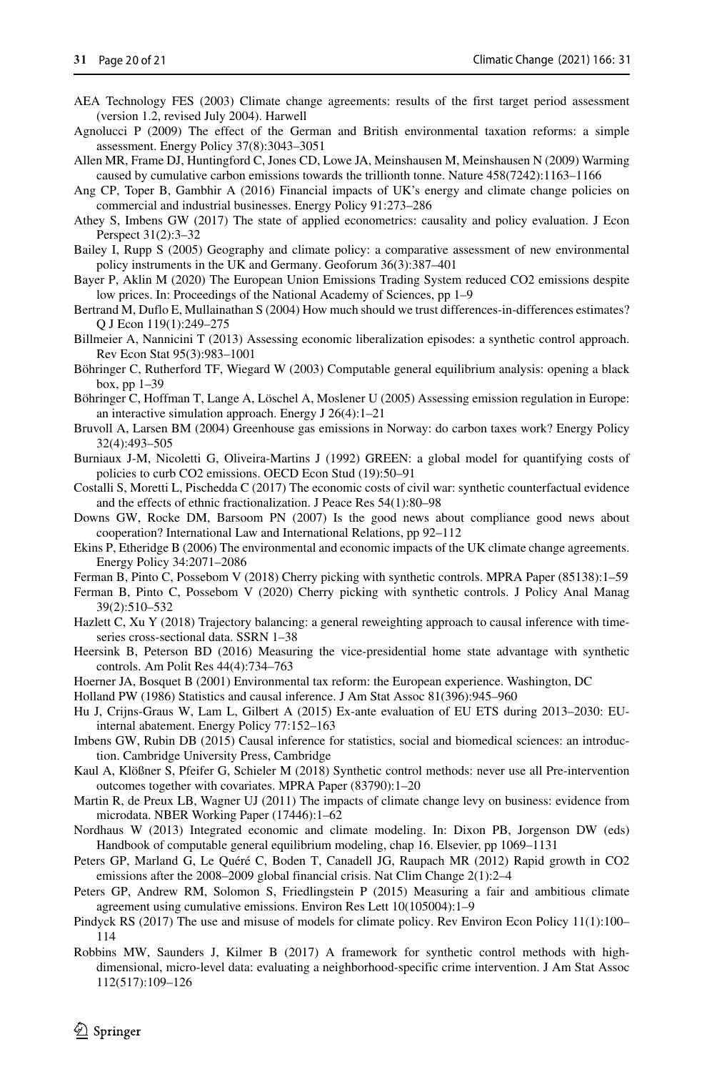AEA Technology FES (2003) Climate change agreements: results of the first target period assessment (version 1.2, revised July 2004). Harwell

Agnolucci P (2009) The effect of the German and British environmental taxation reforms: a simple assessment. Energy Policy 37(8):3043–3051

Allen MR, Frame DJ, Huntingford C, Jones CD, Lowe JA, Meinshausen M, Meinshausen N (2009) Warming caused by cumulative carbon emissions towards the trillionth tonne. Nature 458(7242):1163–1166

Ang CP, Toper B, Gambhir A (2016) Financial impacts of UK's energy and climate change policies on commercial and industrial businesses. Energy Policy 91:273–286

Athey S, Imbens GW (2017) The state of applied econometrics: causality and policy evaluation. J Econ Perspect 31(2):3–32

Bailey I, Rupp S (2005) Geography and climate policy: a comparative assessment of new environmental policy instruments in the UK and Germany. Geoforum 36(3):387–401

Bayer P, Aklin M (2020) The European Union Emissions Trading System reduced CO2 emissions despite low prices. In: Proceedings of the National Academy of Sciences, pp 1–9

Bertrand M, Duflo E, Mullainathan S (2004) How much should we trust differences-in-differences estimates? Q J Econ 119(1):249–275

Billmeier A, Nannicini T (2013) Assessing economic liberalization episodes: a synthetic control approach. Rev Econ Stat 95(3):983–1001

Böhringer C, Rutherford TF, Wiegard W (2003) Computable general equilibrium analysis: opening a black box, pp 1–39

Böhringer C, Hoffman T, Lange A, Löschel A, Moslener U (2005) Assessing emission regulation in Europe: an interactive simulation approach. Energy J 26(4):1–21

Bruvoll A, Larsen BM (2004) Greenhouse gas emissions in Norway: do carbon taxes work? Energy Policy 32(4):493–505

Burniaux J-M, Nicoletti G, Oliveira-Martins J (1992) GREEN: a global model for quantifying costs of policies to curb CO2 emissions. OECD Econ Stud (19):50–91

Costalli S, Moretti L, Pischedda C (2017) The economic costs of civil war: synthetic counterfactual evidence and the effects of ethnic fractionalization. J Peace Res 54(1):80–98

Downs GW, Rocke DM, Barsoom PN (2007) Is the good news about compliance good news about cooperation? International Law and International Relations, pp 92–112

Ekins P, Etheridge B (2006) The environmental and economic impacts of the UK climate change agreements. Energy Policy 34:2071–2086

Ferman B, Pinto C, Possebom V (2018) Cherry picking with synthetic controls. MPRA Paper (85138):1–59

Ferman B, Pinto C, Possebom V (2020) Cherry picking with synthetic controls. J Policy Anal Manag 39(2):510–532

Hazlett C, Xu Y (2018) Trajectory balancing: a general reweighting approach to causal inference with time-series cross-sectional data. SSRN 1–38

Heersink B, Peterson BD (2016) Measuring the vice-presidential home state advantage with synthetic controls. Am Polit Res 44(4):734–763

Hoerner JA, Bosquet B (2001) Environmental tax reform: the European experience. Washington, DC

Holland PW (1986) Statistics and causal inference. J Am Stat Assoc 81(396):945–960

Hu J, Crijns-Graus W, Lam L, Gilbert A (2015) Ex-ante evaluation of EU ETS during 2013–2030: EU-internal abatement. Energy Policy 77:152–163

Imbens GW, Rubin DB (2015) Causal inference for statistics, social and biomedical sciences: an introduction. Cambridge University Press, Cambridge

Kaul A, Klößner S, Pfeifer G, Schieler M (2018) Synthetic control methods: never use all Pre-intervention outcomes together with covariates. MPRA Paper (83790):1–20

Martin R, de Preux LB, Wagner UJ (2011) The impacts of climate change levy on business: evidence from microdata. NBER Working Paper (17446):1–62

Nordhaus W (2013) Integrated economic and climate modeling. In: Dixon PB, Jorgenson DW (eds) Handbook of computable general equilibrium modeling, chap 16. Elsevier, pp 1069–1131

Peters GP, Marland G, Le Quéré C, Boden T, Canadell JG, Raupach MR (2012) Rapid growth in CO2 emissions after the 2008–2009 global financial crisis. Nat Clim Change 2(1):2–4

Peters GP, Andrew RM, Solomon S, Friedlingstein P (2015) Measuring a fair and ambitious climate agreement using cumulative emissions. Environ Res Lett 10(105004):1–9

Pindyck RS (2017) The use and misuse of models for climate policy. Rev Environ Econ Policy 11(1):100–114

Robbins MW, Saunders J, Kilmer B (2017) A framework for synthetic control methods with high-dimensional, micro-level data: evaluating a neighborhood-specific crime intervention. J Am Stat Assoc 112(517):109–126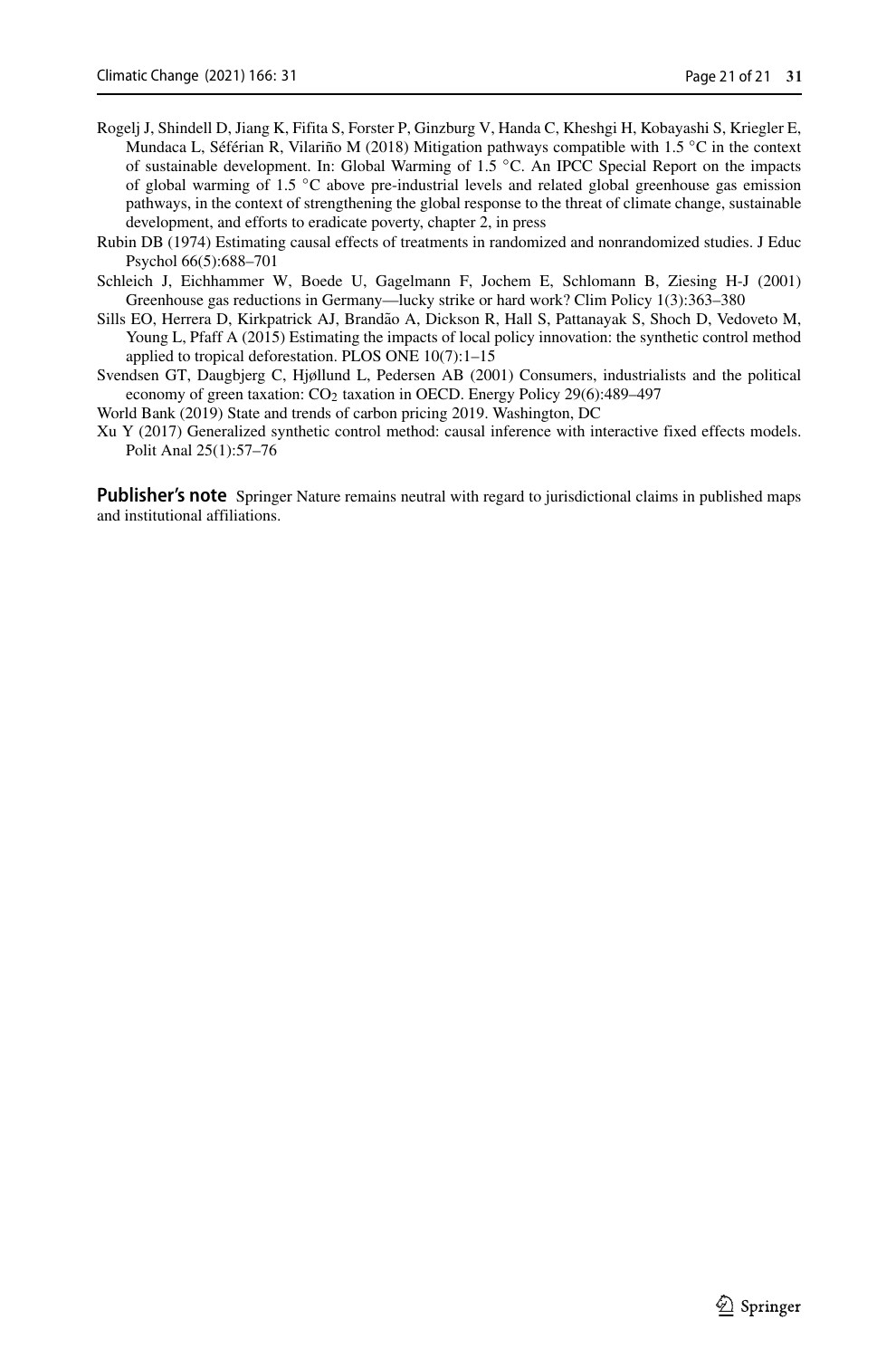Rogelj J, Shindell D, Jiang K, Fifita S, Forster P, Ginzburg V, Handa C, Kheshgi H, Kobayashi S, Kriegler E, Mundaca L, Séférian R, Vilariño M (2018) Mitigation pathways compatible with 1.5 °C in the context of sustainable development. In: Global Warming of 1.5 °C. An IPCC Special Report on the impacts of global warming of 1.5 °C above pre-industrial levels and related global greenhouse gas emission pathways, in the context of strengthening the global response to the threat of climate change, sustainable development, and efforts to eradicate poverty, chapter 2, in press

Rubin DB (1974) Estimating causal effects of treatments in randomized and nonrandomized studies. J Educ Psychol 66(5):688–701

Schleich J, Eichhammer W, Boede U, Gagelmann F, Jochem E, Schlomann B, Ziesing H-J (2001) Greenhouse gas reductions in Germany—lucky strike or hard work? Clim Policy 1(3):363–380

Sills EO, Herrera D, Kirkpatrick AJ, Brandão A, Dickson R, Hall S, Pattanayak S, Shoch D, Vedoveto M, Young L, Pfaff A (2015) Estimating the impacts of local policy innovation: the synthetic control method applied to tropical deforestation. PLOS ONE 10(7):1–15

Svendsen GT, Daugbjerg C, Hjøllund L, Pedersen AB (2001) Consumers, industrialists and the political economy of green taxation: $CO_2$ taxation in OECD. Energy Policy 29(6):489–497

World Bank (2019) State and trends of carbon pricing 2019. Washington, DC

Xu Y (2017) Generalized synthetic control method: causal inference with interactive fixed effects models. Polit Anal 25(1):57–76

**Publisher's note** Springer Nature remains neutral with regard to jurisdictional claims in published maps and institutional affiliations.